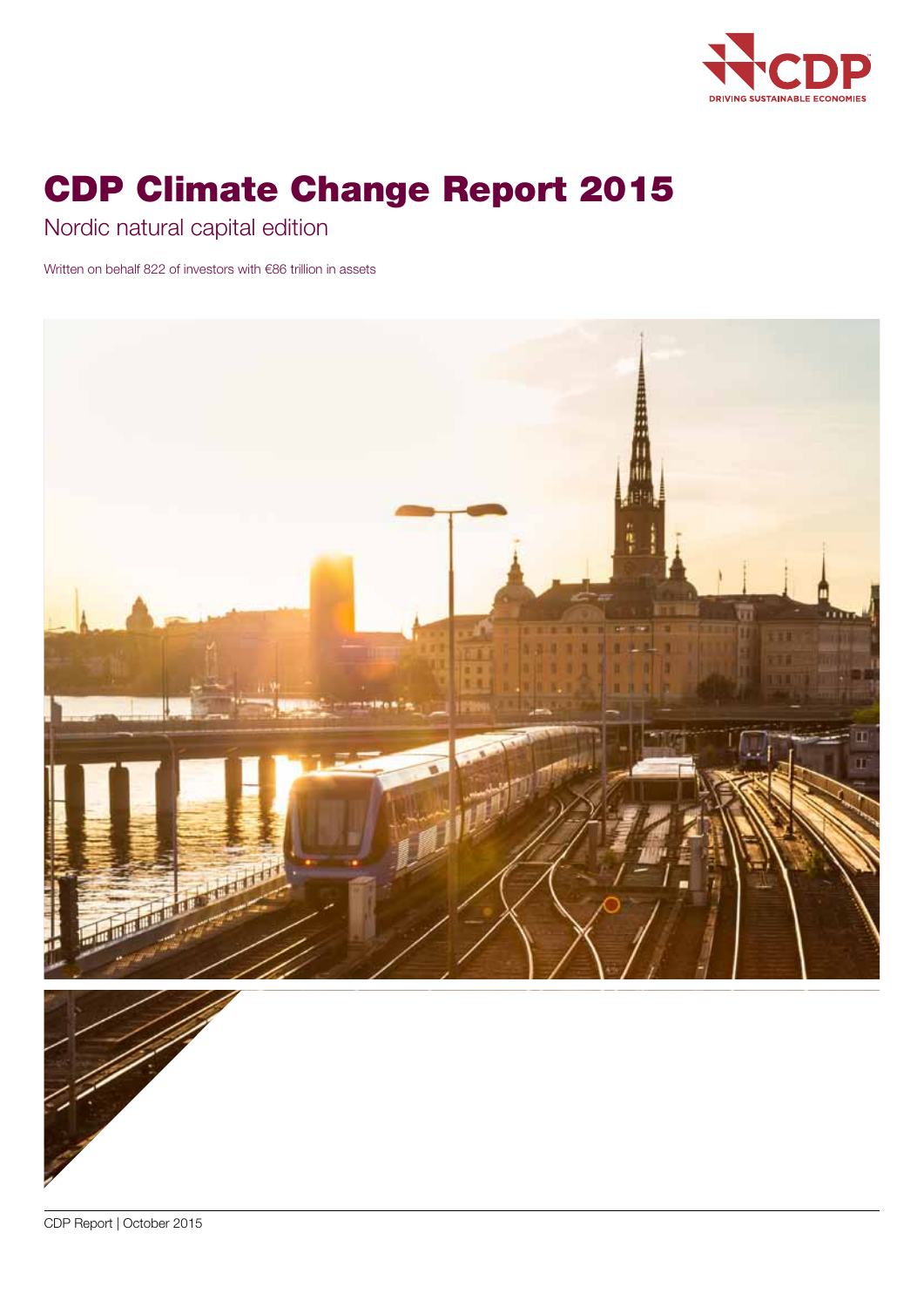CDP

DRIVING SUSTAINABLE ECONOMIES

# CDP Climate Change Report 2015

## Nordic natural capital edition

Written on behalf 822 of investors with €86 trillion in assets

CDP Report | October 2015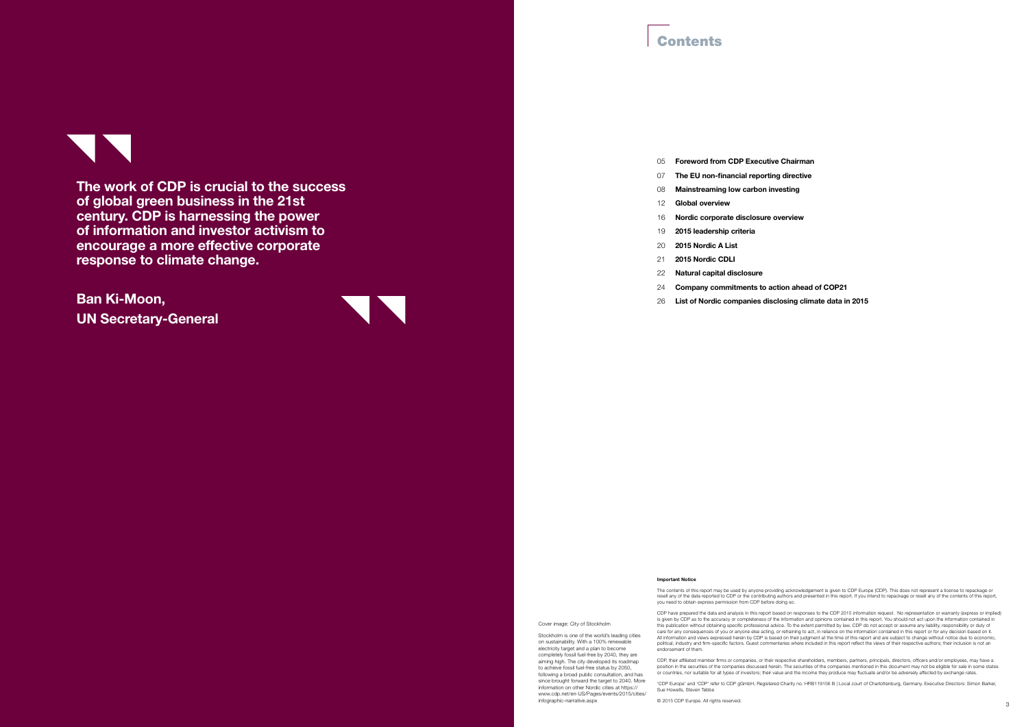> **The work of CDP is crucial to the success of global green business in the 21st century. CDP is harnessing the power of information and investor activism to encourage a more effective corporate response to climate change.**
>
> **Ban Ki-Moon, UN Secretary-General**

# Contents

- 05 **Foreword from CDP Executive Chairman**
- 07 **The EU non-financial reporting directive**
- 08 **Mainstreaming low carbon investing**
- 12 **Global overview**
- 16 **Nordic corporate disclosure overview**
- 19 **2015 leadership criteria**
- 20 **2015 Nordic A List**
- 21 **2015 Nordic CDLI**
- 22 **Natural capital disclosure**
- 24 **Company commitments to action ahead of COP21**
- 26 **List of Nordic companies disclosing climate data in 2015**

Cover image: City of Stockholm

Stockholm is one of the world's leading cities on sustainability. With a 100% renewable electricity target and a plan to become completely fossil fuel-free by 2040, they are aiming high. The city developed its roadmap to achieve fossil fuel-free status by 2050, following a broad public consultation, and has since brought forward the target to 2040. More information on other Nordic cities at https://www.cdp.net/en-US/Pages/events/2015/cities/infographic-narrative.aspx

**Important Notice**

The contents of this report may be used by anyone providing acknowledgement is given to CDP Europe (CDP). This does not represent a license to repackage or resell any of the data reported to CDP or the contributing authors and presented in this report. If you intend to repackage or resell any of the contents of this report, you need to obtain express permission from CDP before doing so.

CDP have prepared the data and analysis in this report based on responses to the CDP 2015 information request. No representation or warranty (express or implied) is given by CDP as to the accuracy or completeness of the information and opinions contained in this report. You should not act upon the information contained in this publication without obtaining specific professional advice. To the extent permitted by law, CDP do not accept or assume any liability, responsibility or duty of care for any consequences of you or anyone else acting, or refraining to act, in reliance on the information contained in this report or for any decision based on it. All information and views expressed herein by CDP is based on their judgment at the time of this report and are subject to change without notice due to economic, political, industry and firm-specific factors. Guest commentaries where included in this report reflect the views of their respective authors; their inclusion is not an endorsement of them.

CDP, their affiliated member firms or companies, or their respective shareholders, members, partners, principals, directors, officers and/or employees, may have a position in the securities of the companies discussed herein. The securities of the companies mentioned in this document may not be eligible for sale in some states or countries, nor suitable for all types of investors; their value and the income they produce may fluctuate and/or be adversely affected by exchange rates.

'CDP Europe' and 'CDP' refer to CDP gGmbH, Registered Charity no. HRB119156 B | Local court of Charlottenburg, Germany. Executive Directors: Simon Barker, Sue Howells, Steven Tebbe

© 2015 CDP Europe. All rights reserved.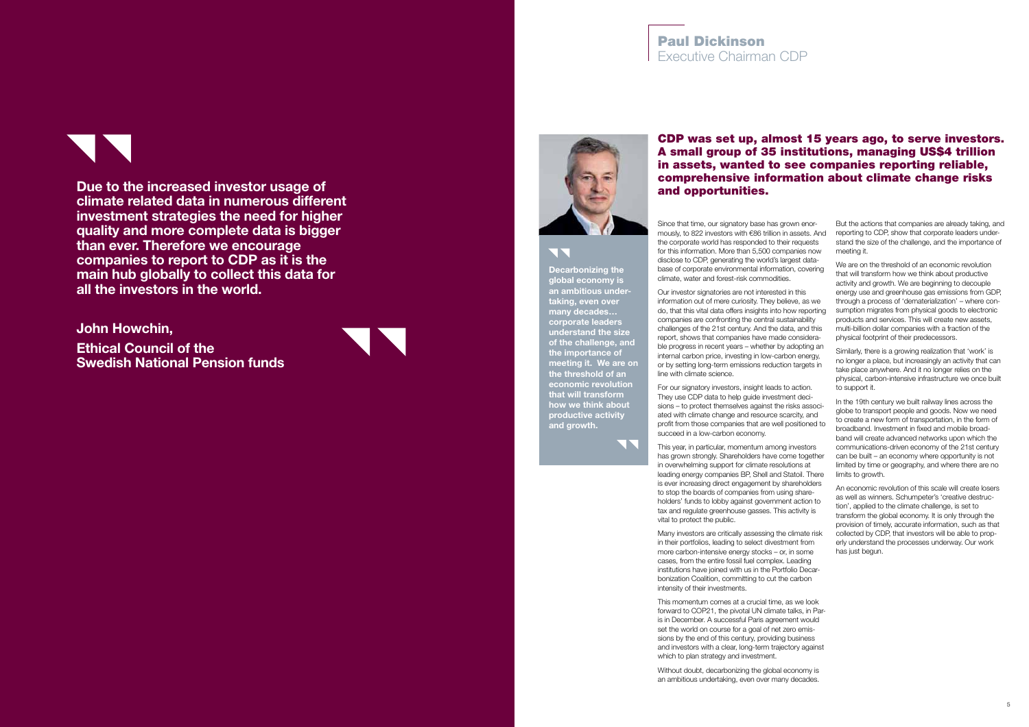> Due to the increased investor usage of climate related data in numerous different investment strategies the need for higher quality and more complete data is bigger than ever. Therefore we encourage companies to report to CDP as it is the main hub globally to collect this data for all the investors in the world.

**John Howchin,**

**Ethical Council of the Swedish National Pension funds**

## Paul Dickinson
Executive Chairman CDP

> **Decarbonizing the global economy is an ambitious undertaking, even over many decades… corporate leaders understand the size of the challenge, and the importance of meeting it. We are on the threshold of an economic revolution that will transform how we think about productive activity and growth.**

### CDP was set up, almost 15 years ago, to serve investors. A small group of 35 institutions, managing US$4 trillion in assets, wanted to see companies reporting reliable, comprehensive information about climate change risks and opportunities.

Since that time, our signatory base has grown enormously, to 822 investors with €86 trillion in assets. And the corporate world has responded to their requests for this information. More than 5,500 companies now disclose to CDP, generating the world's largest database of corporate environmental information, covering climate, water and forest-risk commodities.

Our investor signatories are not interested in this information out of mere curiosity. They believe, as we do, that this vital data offers insights into how reporting companies are confronting the central sustainability challenges of the 21st century. And the data, and this report, shows that companies have made considerable progress in recent years – whether by adopting an internal carbon price, investing in low-carbon energy, or by setting long-term emissions reduction targets in line with climate science.

For our signatory investors, insight leads to action. They use CDP data to help guide investment decisions – to protect themselves against the risks associated with climate change and resource scarcity, and profit from those companies that are well positioned to succeed in a low-carbon economy.

This year, in particular, momentum among investors has grown strongly. Shareholders have come together in overwhelming support for climate resolutions at leading energy companies BP, Shell and Statoil. There is ever increasing direct engagement by shareholders to stop the boards of companies from using shareholders' funds to lobby against government action to tax and regulate greenhouse gasses. This activity is vital to protect the public.

Many investors are critically assessing the climate risk in their portfolios, leading to select divestment from more carbon-intensive energy stocks – or, in some cases, from the entire fossil fuel complex. Leading institutions have joined with us in the Portfolio Decarbonization Coalition, committing to cut the carbon intensity of their investments.

This momentum comes at a crucial time, as we look forward to COP21, the pivotal UN climate talks, in Paris in December. A successful Paris agreement would set the world on course for a goal of net zero emissions by the end of this century, providing business and investors with a clear, long-term trajectory against which to plan strategy and investment.

Without doubt, decarbonizing the global economy is an ambitious undertaking, even over many decades. But the actions that companies are already taking, and reporting to CDP, show that corporate leaders understand the size of the challenge, and the importance of meeting it.

We are on the threshold of an economic revolution that will transform how we think about productive activity and growth. We are beginning to decouple energy use and greenhouse gas emissions from GDP, through a process of 'dematerialization' – where consumption migrates from physical goods to electronic products and services. This will create new assets, multi-billion dollar companies with a fraction of the physical footprint of their predecessors.

Similarly, there is a growing realization that 'work' is no longer a place, but increasingly an activity that can take place anywhere. And it no longer relies on the physical, carbon-intensive infrastructure we once built to support it.

In the 19th century we built railway lines across the globe to transport people and goods. Now we need to create a new form of transportation, in the form of broadband. Investment in fixed and mobile broadband will create advanced networks upon which the communications-driven economy of the 21st century can be built – an economy where opportunity is not limited by time or geography, and where there are no limits to growth.

An economic revolution of this scale will create losers as well as winners. Schumpeter's 'creative destruction', applied to the climate challenge, is set to transform the global economy. It is only through the provision of timely, accurate information, such as that collected by CDP, that investors will be able to properly understand the processes underway. Our work has just begun.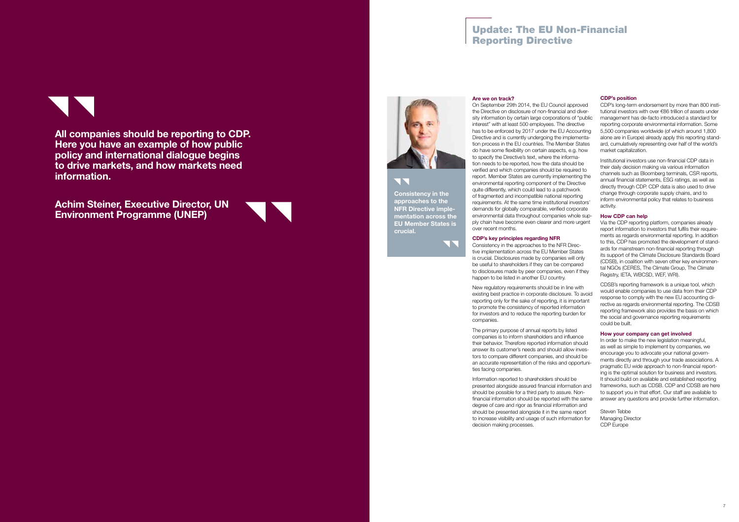**All companies should be reporting to CDP. Here you have an example of how public policy and international dialogue begins to drive markets, and how markets need information.**

**Achim Steiner, Executive Director, UN Environment Programme (UNEP)**

## Update: The EU Non-Financial Reporting Directive

**Consistency in the approaches to the NFR Directive implementation across the EU Member States is crucial.**

### Are we on track?

On September 29th 2014, the EU Council approved the Directive on disclosure of non-financial and diversity information by certain large corporations of "public interest" with at least 500 employees. The directive has to be enforced by 2017 under the EU Accounting Directive and is currently undergoing the implementation process in the EU countries. The Member States do have some flexibility on certain aspects, e.g. how to specify the Directive's text, where the information needs to be reported, how the data should be verified and which companies should be required to report. Member States are currently implementing the environmental reporting component of the Directive quite differently, which could lead to a patchwork of fragmented and incompatible national reporting requirements. At the same time institutional investors' demands for globally comparable, verified corporate environmental data throughout companies whole supply chain have become even clearer and more urgent over recent months.

### CDP's key principles regarding NFR

Consistency in the approaches to the NFR Directive implementation across the EU Member States is crucial. Disclosures made by companies will only be useful to shareholders if they can be compared to disclosures made by peer companies, even if they happen to be listed in another EU country.

New regulatory requirements should be in line with existing best practice in corporate disclosure. To avoid reporting only for the sake of reporting, it is important to promote the consistency of reported information for investors and to reduce the reporting burden for companies.

The primary purpose of annual reports by listed companies is to inform shareholders and influence their behavior. Therefore reported information should answer its customer's needs and should allow investors to compare different companies, and should be an accurate representation of the risks and opportunities facing companies.

Information reported to shareholders should be presented alongside assured financial information and should be possible for a third party to assure. Non-financial information should be reported with the same degree of care and rigor as financial information and should be presented alongside it in the same report to increase visibility and usage of such information for decision making processes.

### CDP's position

CDP's long-term endorsement by more than 800 institutional investors with over €86 trillion of assets under management has de-facto introduced a standard for reporting corporate environmental information. Some 5,500 companies worldwide (of which around 1,800 alone are in Europe) already apply this reporting standard, cumulatively representing over half of the world's market capitalization.

Institutional investors use non-financial CDP data in their daily decision making via various information channels such as Bloomberg terminals, CSR reports, annual financial statements, ESG ratings, as well as directly through CDP. CDP data is also used to drive change through corporate supply chains, and to inform environmental policy that relates to business activity.

### How CDP can help

Via the CDP reporting platform, companies already report information to investors that fulfils their requirements as regards environmental reporting. In addition to this, CDP has promoted the development of standards for mainstream non-financial reporting through its support of the Climate Disclosure Standards Board (CDSB), in coalition with seven other key environmental NGOs (CERES, The Climate Group, The Climate Registry, IETA, WBCSD, WEF, WRI).

CDSB's reporting framework is a unique tool, which would enable companies to use data from their CDP response to comply with the new EU accounting directive as regards environmental reporting. The CDSB reporting framework also provides the basis on which the social and governance reporting requirements could be built.

### How your company can get involved

In order to make the new legislation meaningful, as well as simple to implement by companies, we encourage you to advocate your national governments directly and through your trade associations. A pragmatic EU wide approach to non-financial reporting is the optimal solution for business and investors. It should build on available and established reporting frameworks, such as CDSB. CDP and CDSB are here to support you in that effort. Our staff are available to answer any questions and provide further information.

Steven Tebbe
Managing Director
CDP Europe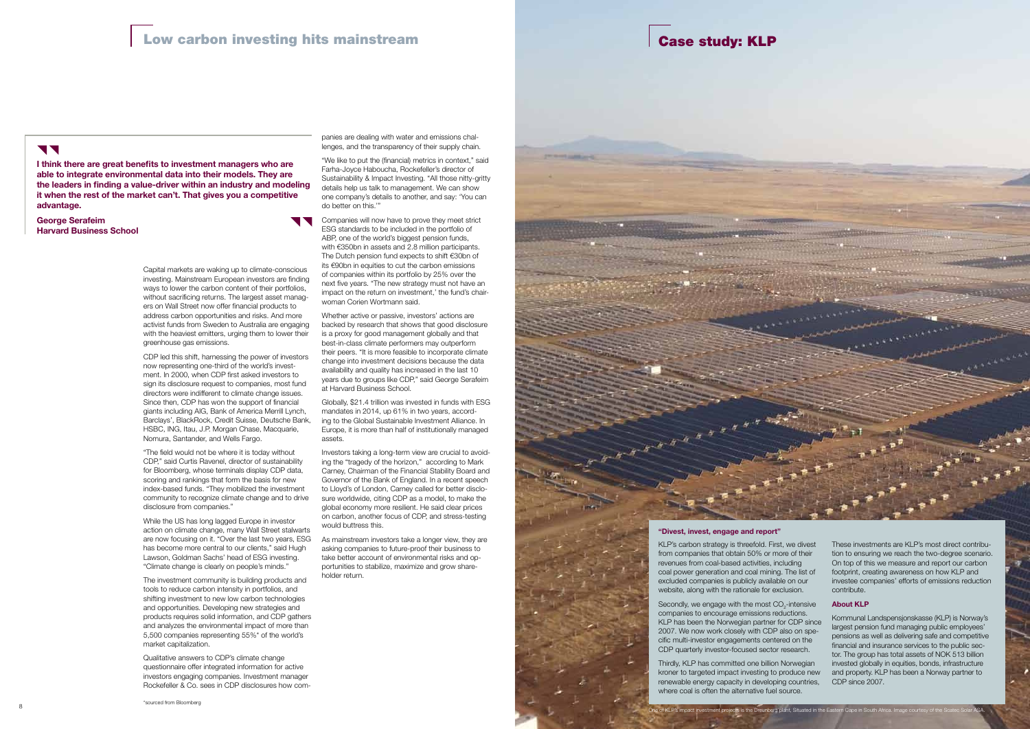# Low carbon investing hits mainstream

> **I think there are great benefits to investment managers who are able to integrate environmental data into their models. They are the leaders in finding a value-driver within an industry and modeling it when the rest of the market can't. That gives you a competitive advantage.**
>
> **George Serafeim**
> **Harvard Business School**

Capital markets are waking up to climate-conscious investing. Mainstream European investors are finding ways to lower the carbon content of their portfolios, without sacrificing returns. The largest asset managers on Wall Street now offer financial products to address carbon opportunities and risks. And more activist funds from Sweden to Australia are engaging with the heaviest emitters, urging them to lower their greenhouse gas emissions.

CDP led this shift, harnessing the power of investors now representing one-third of the world's investment. In 2000, when CDP first asked investors to sign its disclosure request to companies, most fund directors were indifferent to climate change issues. Since then, CDP has won the support of financial giants including AIG, Bank of America Merrill Lynch, Barclays', BlackRock, Credit Suisse, Deutsche Bank, HSBC, ING, Itau, J.P. Morgan Chase, Macquarie, Nomura, Santander, and Wells Fargo.

"The field would not be where it is today without CDP," said Curtis Ravenel, director of sustainability for Bloomberg, whose terminals display CDP data, scoring and rankings that form the basis for new index-based funds. "They mobilized the investment community to recognize climate change and to drive disclosure from companies."

While the US has long lagged Europe in investor action on climate change, many Wall Street stalwarts are now focusing on it. "Over the last two years, ESG has become more central to our clients," said Hugh Lawson, Goldman Sachs' head of ESG investing. "Climate change is clearly on people's minds."

The investment community is building products and tools to reduce carbon intensity in portfolios, and shifting investment to new low carbon technologies and opportunities. Developing new strategies and products requires solid information, and CDP gathers and analyzes the environmental impact of more than 5,500 companies representing 55%* of the world's market capitalization.

Qualitative answers to CDP's climate change questionnaire offer integrated information for active investors engaging companies. Investment manager Rockefeller & Co. sees in CDP disclosures how companies are dealing with water and emissions challenges, and the transparency of their supply chain.

"We like to put the (financial) metrics in context," said Farha-Joyce Haboucha, Rockefeller's director of Sustainability & Impact Investing. "All those nitty-gritty details help us talk to management. We can show one company's details to another, and say: 'You can do better on this.'"

Companies will now have to prove they meet strict ESG standards to be included in the portfolio of ABP, one of the world's biggest pension funds, with €350bn in assets and 2.8 million participants. The Dutch pension fund expects to shift €30bn of its €90bn in equities to cut the carbon emissions of companies within its portfolio by 25% over the next five years. "The new strategy must not have an impact on the return on investment,' the fund's chairwoman Corien Wortmann said.

Whether active or passive, investors' actions are backed by research that shows that good disclosure is a proxy for good management globally and that best-in-class climate performers may outperform their peers. "It is more feasible to incorporate climate change into investment decisions because the data availability and quality has increased in the last 10 years due to groups like CDP," said George Serafeim at Harvard Business School.

Globally, $21.4 trillion was invested in funds with ESG mandates in 2014, up 61% in two years, according to the Global Sustainable Investment Alliance. In Europe, it is more than half of institutionally managed assets.

Investors taking a long-term view are crucial to avoiding the "tragedy of the horizon," according to Mark Carney, Chairman of the Financial Stability Board and Governor of the Bank of England. In a recent speech to Lloyd's of London, Carney called for better disclosure worldwide, citing CDP as a model, to make the global economy more resilient. He said clear prices on carbon, another focus of CDP, and stress-testing would buttress this.

As mainstream investors take a longer view, they are asking companies to future-proof their business to take better account of environmental risks and opportunities to stabilize, maximize and grow shareholder return.

*sourced from Bloomberg

# Case study: KLP

### "Divest, invest, engage and report"

KLP's carbon strategy is threefold. First, we divest from companies that obtain 50% or more of their revenues from coal-based activities, including coal power generation and coal mining. The list of excluded companies is publicly available on our website, along with the rationale for exclusion.

Secondly, we engage with the most $CO_2$-intensive companies to encourage emissions reductions. KLP has been the Norwegian partner for CDP since 2007. We now work closely with CDP also on specific multi-investor engagements centered on the CDP quarterly investor-focused sector research.

Thirdly, KLP has committed one billion Norwegian kroner to targeted impact investing to produce new renewable energy capacity in developing countries, where coal is often the alternative fuel source.

These investments are KLP's most direct contribution to ensuring we reach the two-degree scenario. On top of this we measure and report our carbon footprint, creating awareness on how KLP and investee companies' efforts of emissions reduction contribute.

### About KLP

Kommunal Landspensjonskasse (KLP) is Norway's largest pension fund managing public employees' pensions as well as delivering safe and competitive financial and insurance services to the public sector. The group has total assets of NOK 513 billion invested globally in equities, bonds, infrastructure and property. KLP has been a Norway partner to CDP since 2007.

One of KLP's impact investment projects is the Dreunberg plant, Situated in the Eastern Cape in South Africa. Image courtesy of the Scatec Solar ASA.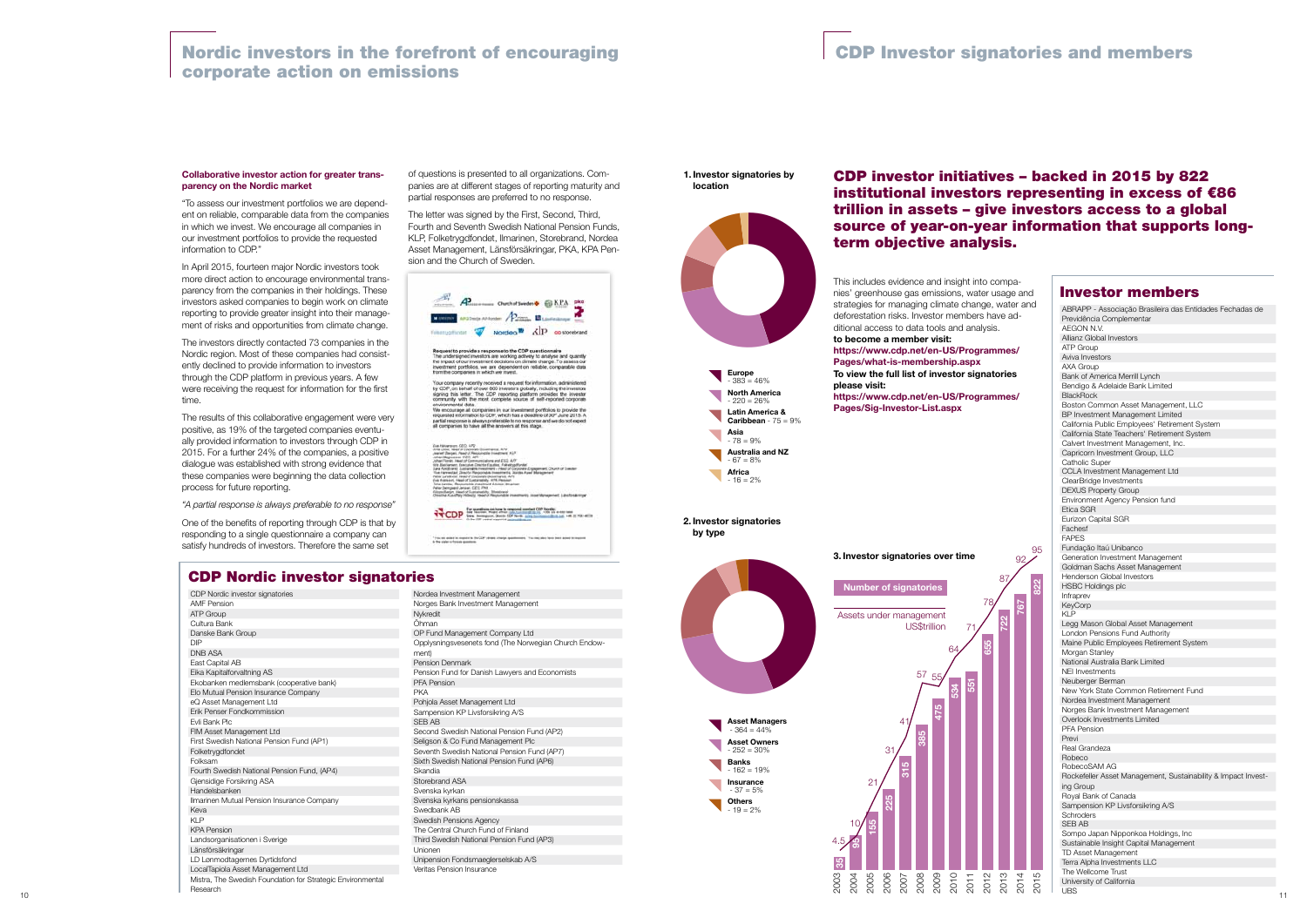# Nordic investors in the forefront of encouraging corporate action on emissions

**Collaborative investor action for greater transparency on the Nordic market**

"To assess our investment portfolios we are dependent on reliable, comparable data from the companies in which we invest. We encourage all companies in our investment portfolios to provide the requested information to CDP."

In April 2015, fourteen major Nordic investors took more direct action to encourage environmental transparency from the companies in their holdings. These investors asked companies to begin work on climate reporting to provide greater insight into their management of risks and opportunities from climate change.

The investors directly contacted 73 companies in the Nordic region. Most of these companies had consistently declined to provide information to investors through the CDP platform in previous years. A few were receiving the request for information for the first time.

The results of this collaborative engagement were very positive, as 19% of the targeted companies eventually provided information to investors through CDP in 2015. For a further 24% of the companies, a positive dialogue was established with strong evidence that these companies were beginning the data collection process for future reporting.

*"A partial response is always preferable to no response"*

One of the benefits of reporting through CDP is that by responding to a single questionnaire a company can satisfy hundreds of investors. Therefore the same set of questions is presented to all organizations. Companies are at different stages of reporting maturity and partial responses are preferred to no response.

The letter was signed by the First, Second, Third, Fourth and Seventh Swedish National Pension Funds, KLP, Folketrygdfondet, Ilmarinen, Storebrand, Nordea Asset Management, Länsförsäkringar, PKA, KPA Pension and the Church of Sweden.

## CDP Nordic investor signatories

- CDP Nordic investor signatories
- AMF Pension
- ATP Group
- Cultura Bank
- Danske Bank Group
- DIP
- DNB ASA
- East Capital AB
- Eika Kapitalforvaltning AS
- Ekobanken medlemsbank (cooperative bank)
- Elo Mutual Pension Insurance Company
- eQ Asset Management Ltd
- Erik Penser Fondkommission
- Evli Bank Plc
- FIM Asset Management Ltd
- First Swedish National Pension Fund (AP1)
- Folketrygdfondet
- Folksam
- Fourth Swedish National Pension Fund, (AP4)
- Gjensidige Forsikring ASA
- Handelsbanken
- Ilmarinen Mutual Pension Insurance Company
- Keva
- KLP
- KPA Pension
- Landsorganisationen i Sverige
- Länsförsäkringar
- LD Lønmodtagernes Dyrtidsfond
- LocalTapiola Asset Management Ltd
- Mistra, The Swedish Foundation for Strategic Environmental Research
- Nordea Investment Management
- Norges Bank Investment Management
- Nykredit
- Öhman
- OP Fund Management Company Ltd
- Opplysningsvesenets fond (The Norwegian Church Endowment)
- Pension Denmark
- Pension Fund for Danish Lawyers and Economists
- PFA Pension
- PKA
- Pohjola Asset Management Ltd
- Sampension KP Livsforsikring A/S
- SEB AB
- Second Swedish National Pension Fund (AP2)
- Seligson & Co Fund Management Plc
- Seventh Swedish National Pension Fund (AP7)
- Sixth Swedish National Pension Fund (AP6)
- Skandia
- Storebrand ASA
- Svenska kyrkan
- Svenska kyrkans pensionskassa
- Swedbank AB
- Swedish Pensions Agency
- The Central Church Fund of Finland
- Third Swedish National Pension Fund (AP3)
- Unionen
- Unipension Fondsmaeglerselskab A/S
- Veritas Pension Insurance

# CDP Investor signatories and members

**1. Investor signatories by location**

| Location | Signatories |
|---|---|
| Europe | 383 = 46% |
| North America | 220 = 26% |
| Latin America & Caribbean | 75 = 9% |
| Asia | 78 = 9% |
| Australia and NZ | 67 = 8% |
| Africa | 16 = 2% |

**2. Investor signatories by type**

| Type | Signatories |
|---|---|
| Asset Managers | 364 = 44% |
| Asset Owners | 252 = 30% |
| Banks | 162 = 19% |
| Insurance | 37 = 5% |
| Others | 19 = 2% |

## CDP investor initiatives – backed in 2015 by 822 institutional investors representing in excess of €86 trillion in assets – give investors access to a global source of year-on-year information that supports long-term objective analysis.

This includes evidence and insight into companies' greenhouse gas emissions, water usage and strategies for managing climate change, water and deforestation risks. Investor members have additional access to data tools and analysis.

**to become a member visit:**
**https://www.cdp.net/en-US/Programmes/Pages/what-is-membership.aspx**

**To view the full list of investor signatories please visit:**
**https://www.cdp.net/en-US/Programmes/Pages/Sig-Investor-List.aspx**

**3. Investor signatories over time**

| Year | Number of signatories | Assets under management US$trillion |
|---|---|---|
| 2003 | 35 | 4.5 |
| 2004 | 95 | 10 |
| 2005 | 155 | 21 |
| 2006 | 225 | 31 |
| 2007 | 315 | 41 |
| 2008 | 385 | 57 |
| 2009 | 475 | 55 |
| 2010 | 534 | 64 |
| 2011 | 551 | 71 |
| 2012 | 655 | 78 |
| 2013 | 722 | 87 |
| 2014 | 767 | 92 |
| 2015 | 822 | 95 |

## Investor members

- ABRAPP - Associação Brasileira das Entidades Fechadas de Previdência Complementar
- AEGON N.V.
- Allianz Global Investors
- ATP Group
- Aviva Investors
- AXA Group
- Bank of America Merrill Lynch
- Bendigo & Adelaide Bank Limited
- BlackRock
- Boston Common Asset Management, LLC
- BP Investment Management Limited
- California Public Employees' Retirement System
- California State Teachers' Retirement System
- Calvert Investment Management, Inc.
- Capricorn Investment Group, LLC
- Catholic Super
- CCLA Investment Management Ltd
- ClearBridge Investments
- DEXUS Property Group
- Environment Agency Pension fund
- Etica SGR
- Eurizon Capital SGR
- Fachesf
- FAPES
- Fundação Itaú Unibanco
- Generation Investment Management
- Goldman Sachs Asset Management
- Henderson Global Investors
- HSBC Holdings plc
- Infraprev
- KeyCorp
- KLP
- Legg Mason Global Asset Management
- London Pensions Fund Authority
- Maine Public Employees Retirement System
- Morgan Stanley
- National Australia Bank Limited
- NEI Investments
- Neuberger Berman
- New York State Common Retirement Fund
- Nordea Investment Management
- Norges Bank Investment Management
- Overlook Investments Limited
- PFA Pension
- Previ
- Real Grandeza
- Robeco
- RobecoSAM AG
- Rockefeller Asset Management, Sustainability & Impact Investing Group
- Royal Bank of Canada
- Sampension KP Livsforsikring A/S
- Schroders
- SEB AB
- Sompo Japan Nipponkoa Holdings, Inc
- Sustainable Insight Capital Management
- TD Asset Management
- Terra Alpha Investments LLC
- The Wellcome Trust
- University of California
- UBS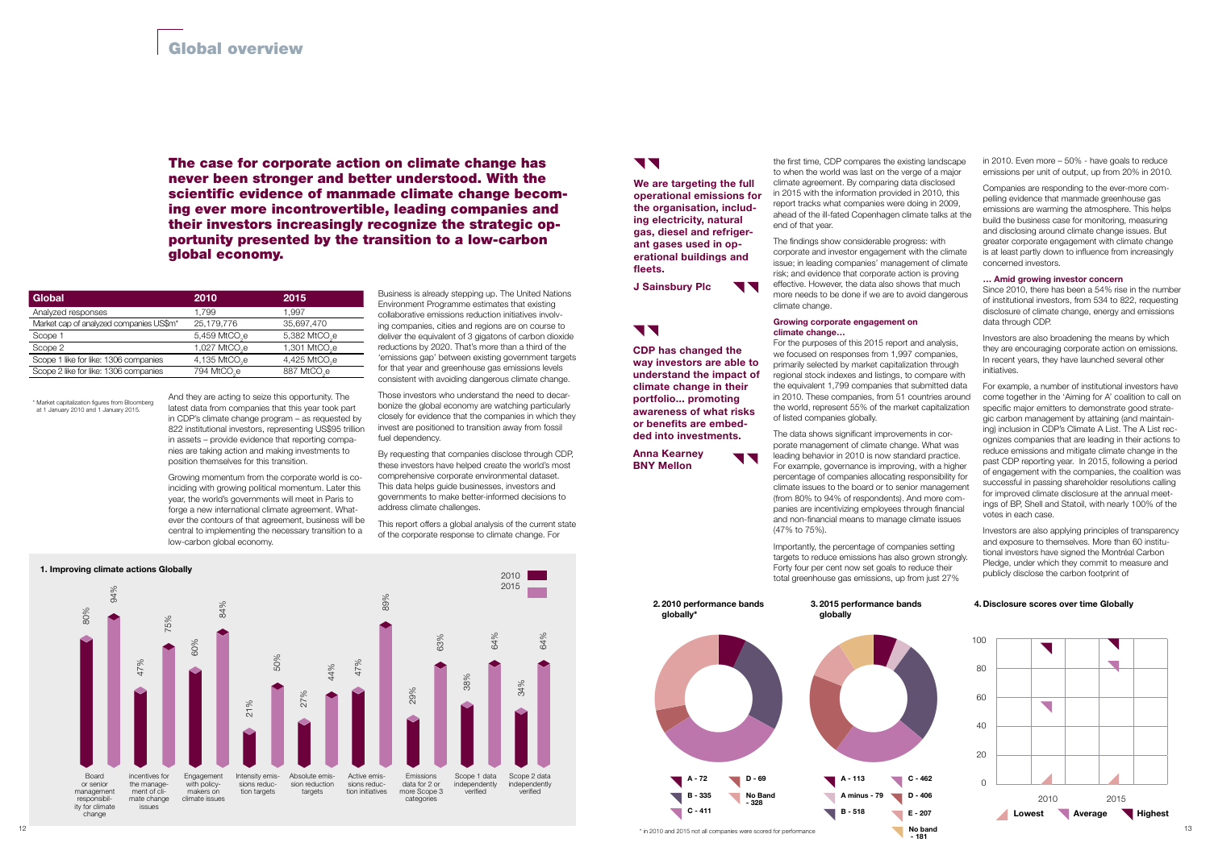# Global overview

**The case for corporate action on climate change has never been stronger and better understood. With the scientific evidence of manmade climate change becoming ever more incontrovertible, leading companies and their investors increasingly recognize the strategic opportunity presented by the transition to a low-carbon global economy.**

| Global | 2010 | 2015 |
|---|---|---|
| Analyzed responses | 1,799 | 1,997 |
| Market cap of analyzed companies US$m* | 25,179,776 | 35,697,470 |
| Scope 1 | 5,459 $MtCO_2e$ | 5,382 $MtCO_2e$ |
| Scope 2 | 1,027 $MtCO_2e$ | 1,301 $MtCO_2e$ |
| Scope 1 like for like: 1306 companies | 4,135 $MtCO_2e$ | 4,425 $MtCO_2e$ |
| Scope 2 like for like: 1306 companies | 794 $MtCO_2e$ | 887 $MtCO_2e$ |

\* Market capitalization figures from Bloomberg at 1 January 2010 and 1 January 2015.

And they are acting to seize this opportunity. The latest data from companies that this year took part in CDP's climate change program – as requested by 822 institutional investors, representing US$95 trillion in assets – provide evidence that reporting companies are taking action and making investments to position themselves for this transition.

Growing momentum from the corporate world is coinciding with growing political momentum. Later this year, the world's governments will meet in Paris to forge a new international climate agreement. Whatever the contours of that agreement, business will be central to implementing the necessary transition to a low-carbon global economy.

Business is already stepping up. The United Nations Environment Programme estimates that existing collaborative emissions reduction initiatives involving companies, cities and regions are on course to deliver the equivalent of 3 gigatons of carbon dioxide reductions by 2020. That's more than a third of the 'emissions gap' between existing government targets for that year and greenhouse gas emissions levels consistent with avoiding dangerous climate change.

Those investors who understand the need to decarbonize the global economy are watching particularly closely for evidence that the companies in which they invest are positioned to transition away from fossil fuel dependency.

By requesting that companies disclose through CDP, these investors have helped create the world's most comprehensive corporate environmental dataset. This data helps guide businesses, investors and governments to make better-informed decisions to address climate challenges.

This report offers a global analysis of the current state of the corporate response to climate change. For the first time, CDP compares the existing landscape to when the world was last on the verge of a major climate agreement. By comparing data disclosed in 2015 with the information provided in 2010, this report tracks what companies were doing in 2009, ahead of the ill-fated Copenhagen climate talks at the end of that year.

The findings show considerable progress: with corporate and investor engagement with the climate issue; in leading companies' management of climate risk; and evidence that corporate action is proving effective. However, the data also shows that much more needs to be done if we are to avoid dangerous climate change.

> **We are targeting the full operational emissions for the organisation, including electricity, natural gas, diesel and refrigerant gases used in operational buildings and fleets.**
>
> **J Sainsbury Plc**

> **CDP has changed the way investors are able to understand the impact of climate change in their portfolio... promoting awareness of what risks or benefits are embedded into investments.**
>
> **Anna Kearney BNY Mellon**

### Growing corporate engagement on climate change…

For the purposes of this 2015 report and analysis, we focused on responses from 1,997 companies, primarily selected by market capitalization through regional stock indexes and listings, to compare with the equivalent 1,799 companies that submitted data in 2010. These companies, from 51 countries around the world, represent 55% of the market capitalization of listed companies globally.

The data shows significant improvements in corporate management of climate change. What was leading behavior in 2010 is now standard practice. For example, governance is improving, with a higher percentage of companies allocating responsibility for climate issues to the board or to senior management (from 80% to 94% of respondents). And more companies are incentivizing employees through financial and non-financial means to manage climate issues (47% to 75%).

Importantly, the percentage of companies setting targets to reduce emissions has also grown strongly. Forty four per cent now set goals to reduce their total greenhouse gas emissions, up from just 27% in 2010. Even more – 50% - have goals to reduce emissions per unit of output, up from 20% in 2010.

Companies are responding to the ever-more compelling evidence that manmade greenhouse gas emissions are warming the atmosphere. This helps build the business case for monitoring, measuring and disclosing around climate change issues. But greater corporate engagement with climate change is at least partly down to influence from increasingly concerned investors.

### … Amid growing investor concern

Since 2010, there has been a 54% rise in the number of institutional investors, from 534 to 822, requesting disclosure of climate change, energy and emissions data through CDP.

Investors are also broadening the means by which they are encouraging corporate action on emissions. In recent years, they have launched several other initiatives.

For example, a number of institutional investors have come together in the 'Aiming for A' coalition to call on specific major emitters to demonstrate good strategic carbon management by attaining (and maintaining) inclusion in CDP's Climate A List. The A List recognizes companies that are leading in their actions to reduce emissions and mitigate climate change in the past CDP reporting year. In 2015, following a period of engagement with the companies, the coalition was successful in passing shareholder resolutions calling for improved climate disclosure at the annual meetings of BP, Shell and Statoil, with nearly 100% of the votes in each case.

Investors are also applying principles of transparency and exposure to themselves. More than 60 institutional investors have signed the Montréal Carbon Pledge, under which they commit to measure and publicly disclose the carbon footprint of

**1. Improving climate actions Globally**

| | 2010 | 2015 |
|---|---|---|
| Board or senior management responsibility for climate change | 80% | 94% |
| incentives for the management of climate change issues | 47% | 75% |
| Engagement with policy-makers on climate issues | 60% | 84% |
| Intensity emissions reduction targets | 21% | 50% |
| Absolute emission reduction targets | 27% | 44% |
| Active emissions reduction initiatives | 47% | 89% |
| Emissions data for 2 or more Scope 3 categories | 29% | 63% |
| Scope 1 data independently verified | 38% | 64% |
| Scope 2 data independently verified | 34% | 64% |

**2. 2010 performance bands globally\***

A - 72; B - 335; C - 411; D - 69; No Band - 328

**3. 2015 performance bands globally**

A - 113; A minus - 79; B - 518; C - 462; D - 406; E - 207; No band - 181

\* in 2010 and 2015 not all companies were scored for performance

**4. Disclosure scores over time Globally**

Lowest; Average; Highest (2010, 2015)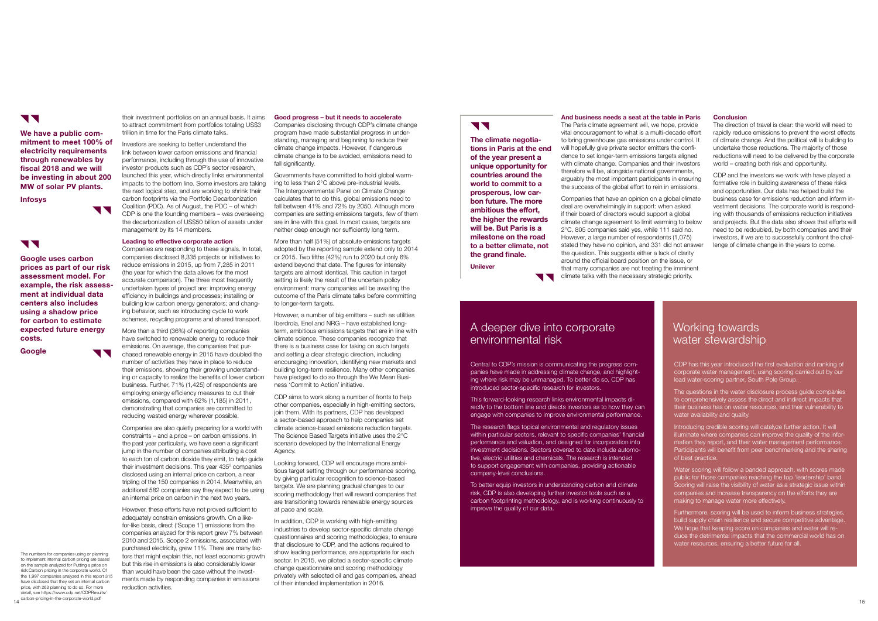**We have a public commitment to meet 100% of electricity requirements through renewables by fiscal 2018 and we will be investing in about 200 MW of solar PV plants.**

**Infosys**

**Google uses carbon prices as part of our risk assessment model. For example, the risk assessment at individual data centers also includes using a shadow price for carbon to estimate expected future energy costs.**

**Google**

their investment portfolios on an annual basis. It aims to attract commitment from portfolios totaling US$3 trillion in time for the Paris climate talks.

Investors are seeking to better understand the link between lower carbon emissions and financial performance, including through the use of innovative investor products such as CDP's sector research, launched this year, which directly links environmental impacts to the bottom line. Some investors are taking the next logical step, and are working to shrink their carbon footprints via the Portfolio Decarbonization Coalition (PDC). As of August, the PDC – of which CDP is one the founding members – was overseeing the decarbonization of US$50 billion of assets under management by its 14 members.

**Leading to effective corporate action**

Companies are responding to these signals. In total, companies disclosed 8,335 projects or initiatives to reduce emissions in 2015, up from 7,285 in 2011 (the year for which the data allows for the most accurate comparison). The three most frequently undertaken types of project are: improving energy efficiency in buildings and processes; installing or building low carbon energy generators; and changing behavior, such as introducing cycle to work schemes, recycling programs and shared transport.

More than a third (36%) of reporting companies have switched to renewable energy to reduce their emissions. On average, the companies that purchased renewable energy in 2015 have doubled the number of activities they have in place to reduce their emissions, showing their growing understanding or capacity to realize the benefits of lower carbon business. Further, 71% (1,425) of respondents are employing energy efficiency measures to cut their emissions, compared with 62% (1,185) in 2011, demonstrating that companies are committed to reducing wasted energy wherever possible.

Companies are also quietly preparing for a world with constraints – and a price – on carbon emissions. In the past year particularly, we have seen a significant jump in the number of companies attributing a cost to each ton of carbon dioxide they emit, to help guide their investment decisions. This year 435[2] companies disclosed using an internal price on carbon, a near tripling of the 150 companies in 2014. Meanwhile, an additional 582 companies say they expect to be using an internal price on carbon in the next two years.

However, these efforts have not proved sufficient to adequately constrain emissions growth. On a like-for-like basis, direct ('Scope 1') emissions from the companies analyzed for this report grew 7% between 2010 and 2015. Scope 2 emissions, associated with purchased electricity, grew 11%. There are many factors that might explain this, not least economic growth but this rise in emissions is also considerably lower than would have been the case without the investments made by responding companies in emissions reduction activities.

**Good progress – but it needs to accelerate**

Companies disclosing through CDP's climate change program have made substantial progress in understanding, managing and beginning to reduce their climate change impacts. However, if dangerous climate change is to be avoided, emissions need to fall significantly.

Governments have committed to hold global warming to less than 2°C above pre-industrial levels. The Intergovernmental Panel on Climate Change calculates that to do this, global emissions need to fall between 41% and 72% by 2050. Although more companies are setting emissions targets, few of them are in line with this goal. In most cases, targets are neither deep enough nor sufficiently long term.

More than half (51%) of absolute emissions targets adopted by the reporting sample extend only to 2014 or 2015. Two fifths (42%) run to 2020 but only 6% extend beyond that date. The figures for intensity targets are almost identical. This caution in target setting is likely the result of the uncertain policy environment: many companies will be awaiting the outcome of the Paris climate talks before committing to longer-term targets.

However, a number of big emitters – such as utilities Iberdrola, Enel and NRG – have established long-term, ambitious emissions targets that are in line with climate science. These companies recognize that there is a business case for taking on such targets and setting a clear strategic direction, including encouraging innovation, identifying new markets and building long-term resilience. Many other companies have pledged to do so through the We Mean Business 'Commit to Action' initiative.

CDP aims to work along a number of fronts to help other companies, especially in high-emitting sectors, join them. With its partners, CDP has developed a sector-based approach to help companies set climate science-based emissions reduction targets. The Science Based Targets initiative uses the 2°C scenario developed by the International Energy Agency.

Looking forward, CDP will encourage more ambitious target setting through our performance scoring, by giving particular recognition to science-based targets. We are planning gradual changes to our scoring methodology that will reward companies that are transitioning towards renewable energy sources at pace and scale.

In addition, CDP is working with high-emitting industries to develop sector-specific climate change questionnaires and scoring methodologies, to ensure that disclosure to CDP, and the actions required to show leading performance, are appropriate for each sector. In 2015, we piloted a sector-specific climate change questionnaire and scoring methodology privately with selected oil and gas companies, ahead of their intended implementation in 2016.

**The climate negotiations in Paris at the end of the year present a unique opportunity for countries around the world to commit to a prosperous, low carbon future. The more ambitious the effort, the higher the rewards will be. But Paris is a milestone on the road to a better climate, not the grand finale.**

**Unilever**

**And business needs a seat at the table in Paris**

The Paris climate agreement will, we hope, provide vital encouragement to what is a multi-decade effort to bring greenhouse gas emissions under control. It will hopefully give private sector emitters the confidence to set longer-term emissions targets aligned with climate change. Companies and their investors therefore will be, alongside national governments, arguably the most important participants in ensuring the success of the global effort to rein in emissions.

Companies that have an opinion on a global climate deal are overwhelmingly in support: when asked if their board of directors would support a global climate change agreement to limit warming to below 2°C, 805 companies said yes, while 111 said no. However, a large number of respondents (1,075) stated they have no opinion, and 331 did not answer the question. This suggests either a lack of clarity around the official board position on the issue, or that many companies are not treating the imminent climate talks with the necessary strategic priority.

**Conclusion**

The direction of travel is clear: the world will need to rapidly reduce emissions to prevent the worst effects of climate change. And the political will is building to undertake those reductions. The majority of those reductions will need to be delivered by the corporate world – creating both risk and opportunity.

CDP and the investors we work with have played a formative role in building awareness of these risks and opportunities. Our data has helped build the business case for emissions reduction and inform investment decisions. The corporate world is responding with thousands of emissions reduction initiatives and projects. But the data also shows that efforts will need to be redoubled, by both companies and their investors, if we are to successfully confront the challenge of climate change in the years to come.

## A deeper dive into corporate environmental risk

Central to CDP's mission is communicating the progress companies have made in addressing climate change, and highlighting where risk may be unmanaged. To better do so, CDP has introduced sector-specific research for investors.

This forward-looking research links environmental impacts directly to the bottom line and directs investors as to how they can engage with companies to improve environmental performance.

The research flags topical environmental and regulatory issues within particular sectors, relevant to specific companies' financial performance and valuation, and designed for incorporation into investment decisions. Sectors covered to date include automotive, electric utilities and chemicals. The research is intended to support engagement with companies, providing actionable company-level conclusions.

To better equip investors in understanding carbon and climate risk, CDP is also developing further investor tools such as a carbon footprinting methodology, and is working continuously to improve the quality of our data.

## Working towards water stewardship

CDP has this year introduced the first evaluation and ranking of corporate water management, using scoring carried out by our lead water-scoring partner, South Pole Group.

The questions in the water disclosure process guide companies to comprehensively assess the direct and indirect impacts that their business has on water resources, and their vulnerability to water availability and quality.

Introducing credible scoring will catalyze further action. It will illuminate where companies can improve the quality of the information they report, and their water management performance. Participants will benefit from peer benchmarking and the sharing of best practice.

Water scoring will follow a banded approach, with scores made public for those companies reaching the top 'leadership' band. Scoring will raise the visibility of water as a strategic issue within companies and increase transparency on the efforts they are making to manage water more effectively.

Furthermore, scoring will be used to inform business strategies, build supply chain resilience and secure competitive advantage. We hope that keeping score on companies and water will reduce the detrimental impacts that the commercial world has on water resources, ensuring a better future for all.

[2] The numbers for companies using or planning to implement internal carbon pricing are based on the sample analyzed for Putting a price on risk:Carbon pricing in the corporate world. Of the 1,997 companies analyzed in this report 315 have disclosed that they set an internal carbon price, with 263 planning to do so. For more detail, see https://www.cdp.net/CDPResults/carbon-pricing-in-the-corporate-world.pdf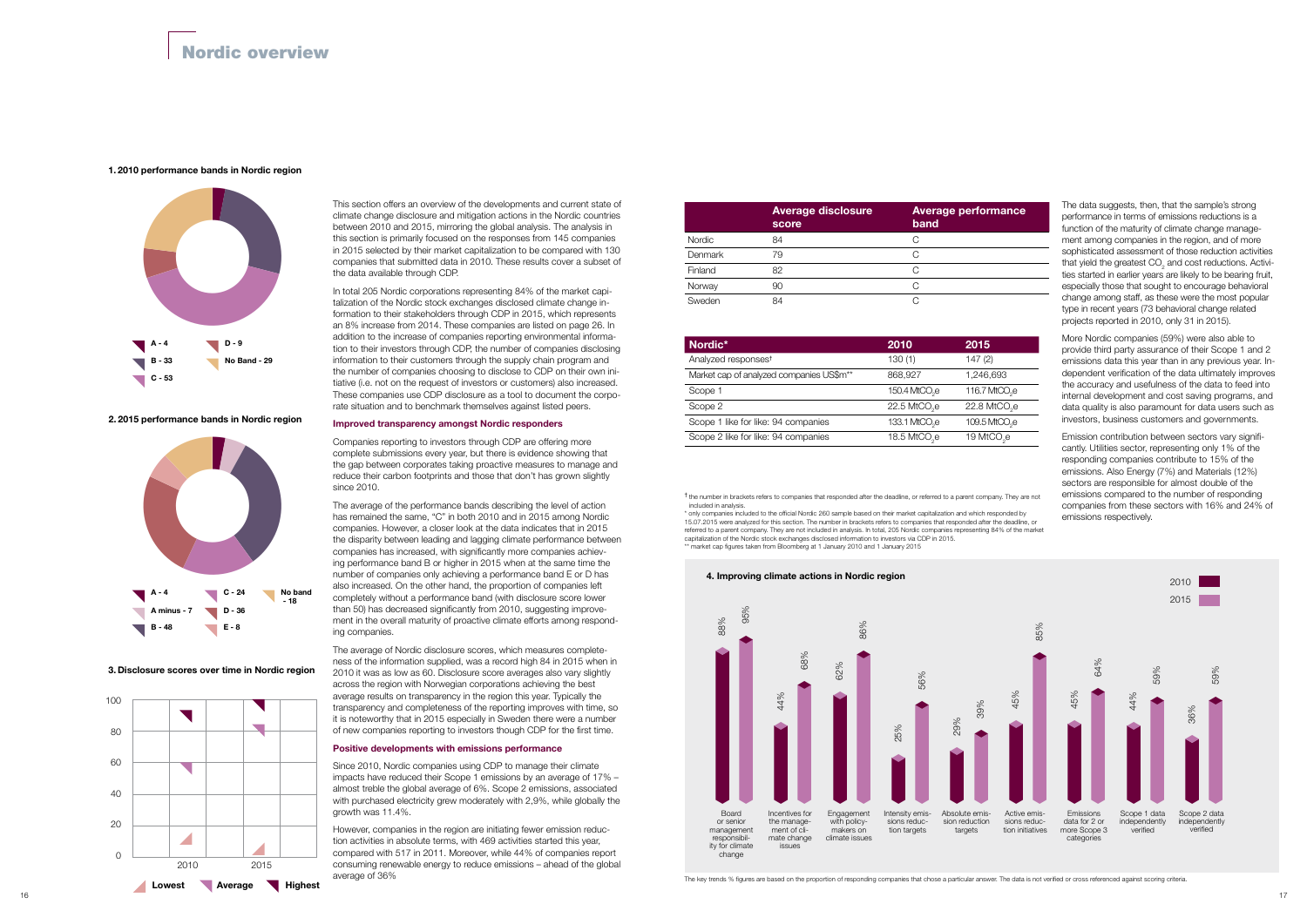# Nordic overview

### 1. 2010 performance bands in Nordic region

A - 4
B - 33
C - 53
D - 9
No Band - 29

### 2. 2015 performance bands in Nordic region

A - 4
A minus - 7
B - 48
C - 24
D - 36
E - 8
No band - 18

### 3. Disclosure scores over time in Nordic region

Lowest / Average / Highest (2010, 2015)

This section offers an overview of the developments and current state of climate change disclosure and mitigation actions in the Nordic countries between 2010 and 2015, mirroring the global analysis. The analysis in this section is primarily focused on the responses from 145 companies in 2015 selected by their market capitalization to be compared with 130 companies that submitted data in 2010. These results cover a subset of the data available through CDP.

In total 205 Nordic corporations representing 84% of the market capitalization of the Nordic stock exchanges disclosed climate change information to their stakeholders through CDP in 2015, which represents an 8% increase from 2014. These companies are listed on page 26. In addition to the increase of companies reporting environmental information to their investors through CDP, the number of companies disclosing information to their customers through the supply chain program and the number of companies choosing to disclose to CDP on their own initiative (i.e. not on the request of investors or customers) also increased. These companies use CDP disclosure as a tool to document the corporate situation and to benchmark themselves against listed peers.

### Improved transparency amongst Nordic responders

Companies reporting to investors through CDP are offering more complete submissions every year, but there is evidence showing that the gap between corporates taking proactive measures to manage and reduce their carbon footprints and those that don't has grown slightly since 2010.

The average of the performance bands describing the level of action has remained the same, "C" in both 2010 and in 2015 among Nordic companies. However, a closer look at the data indicates that in 2015 the disparity between leading and lagging climate performance between companies has increased, with significantly more companies achieving performance band B or higher in 2015 when at the same time the number of companies only achieving a performance band E or D has also increased. On the other hand, the proportion of companies left completely without a performance band (with disclosure score lower than 50) has decreased significantly from 2010, suggesting improvement in the overall maturity of proactive climate efforts among responding companies.

The average of Nordic disclosure scores, which measures completeness of the information supplied, was a record high 84 in 2015 when in 2010 it was as low as 60. Disclosure score averages also vary slightly across the region with Norwegian corporations achieving the best average results on transparency in the region this year. Typically the transparency and completeness of the reporting improves with time, so it is noteworthy that in 2015 especially in Sweden there were a number of new companies reporting to investors though CDP for the first time.

### Positive developments with emissions performance

Since 2010, Nordic companies using CDP to manage their climate impacts have reduced their Scope 1 emissions by an average of 17% – almost treble the global average of 6%. Scope 2 emissions, associated with purchased electricity grew moderately with 2,9%, while globally the growth was 11.4%.

However, companies in the region are initiating fewer emission reduction activities in absolute terms, with 469 activities started this year, compared with 517 in 2011. Moreover, while 44% of companies report consuming renewable energy to reduce emissions – ahead of the global average of 36%

| | Average disclosure score | Average performance band |
|---|---|---|
| Nordic | 84 | C |
| Denmark | 79 | C |
| Finland | 82 | C |
| Norway | 90 | C |
| Sweden | 84 | C |

| Nordic* | 2010 | 2015 |
|---|---|---|
| Analyzed responses† | 130 (1) | 147 (2) |
| Market cap of analyzed companies US\$m** | 868,927 | 1,246,693 |
| Scope 1 | 150.4 $MtCO_2e$ | 116.7 $MtCO_2e$ |
| Scope 2 | 22.5 $MtCO_2e$ | 22.8 $MtCO_2e$ |
| Scope 1 like for like: 94 companies | 133.1 $MtCO_2e$ | 109.5 $MtCO_2e$ |
| Scope 2 like for like: 94 companies | 18.5 $MtCO_2e$ | 19 $MtCO_2e$ |

† the number in brackets refers to companies that responded after the deadline, or referred to a parent company. They are not included in analysis.
* only companies included to the official Nordic 260 sample based on their market capitalization and which responded by 15.07.2015 were analyzed for this section. The number in brackets refers to companies that responded after the deadline, or referred to a parent company. They are not included in analysis. In total, 205 Nordic companies representing 84% of the market capitalization of the Nordic stock exchanges disclosed information to investors via CDP in 2015.
** market cap figures taken from Bloomberg at 1 January 2010 and 1 January 2015

### 4. Improving climate actions in Nordic region

| | 2010 | 2015 |
|---|---|---|
| Board or senior management responsibility for climate change | 88% | 95% |
| Incentives for the management of climate change issues | 44% | 68% |
| Engagement with policy-makers on climate issues | 62% | 86% |
| Intensity emissions reduction targets | 25% | 56% |
| Absolute emission reduction targets | 29% | 39% |
| Active emissions reduction initiatives | 45% | 85% |
| Emissions data for 2 or more Scope 3 categories | 45% | 64% |
| Scope 1 data independently verified | 44% | 59% |
| Scope 2 data independently verified | 36% | 59% |

The key trends % figures are based on the proportion of responding companies that chose a particular answer. The data is not verified or cross referenced against scoring criteria.

The data suggests, then, that the sample's strong performance in terms of emissions reductions is a function of the maturity of climate change management among companies in the region, and of more sophisticated assessment of those reduction activities that yield the greatest $CO_2$ and cost reductions. Activities started in earlier years are likely to be bearing fruit, especially those that sought to encourage behavioral change among staff, as these were the most popular type in recent years (73 behavioral change related projects reported in 2010, only 31 in 2015).

More Nordic companies (59%) were also able to provide third party assurance of their Scope 1 and 2 emissions data this year than in any previous year. Independent verification of the data ultimately improves the accuracy and usefulness of the data to feed into internal development and cost saving programs, and data quality is also paramount for data users such as investors, business customers and governments.

Emission contribution between sectors vary significantly. Utilities sector, representing only 1% of the responding companies contribute to 15% of the emissions. Also Energy (7%) and Materials (12%) sectors are responsible for almost double of the emissions compared to the number of responding companies from these sectors with 16% and 24% of emissions respectively.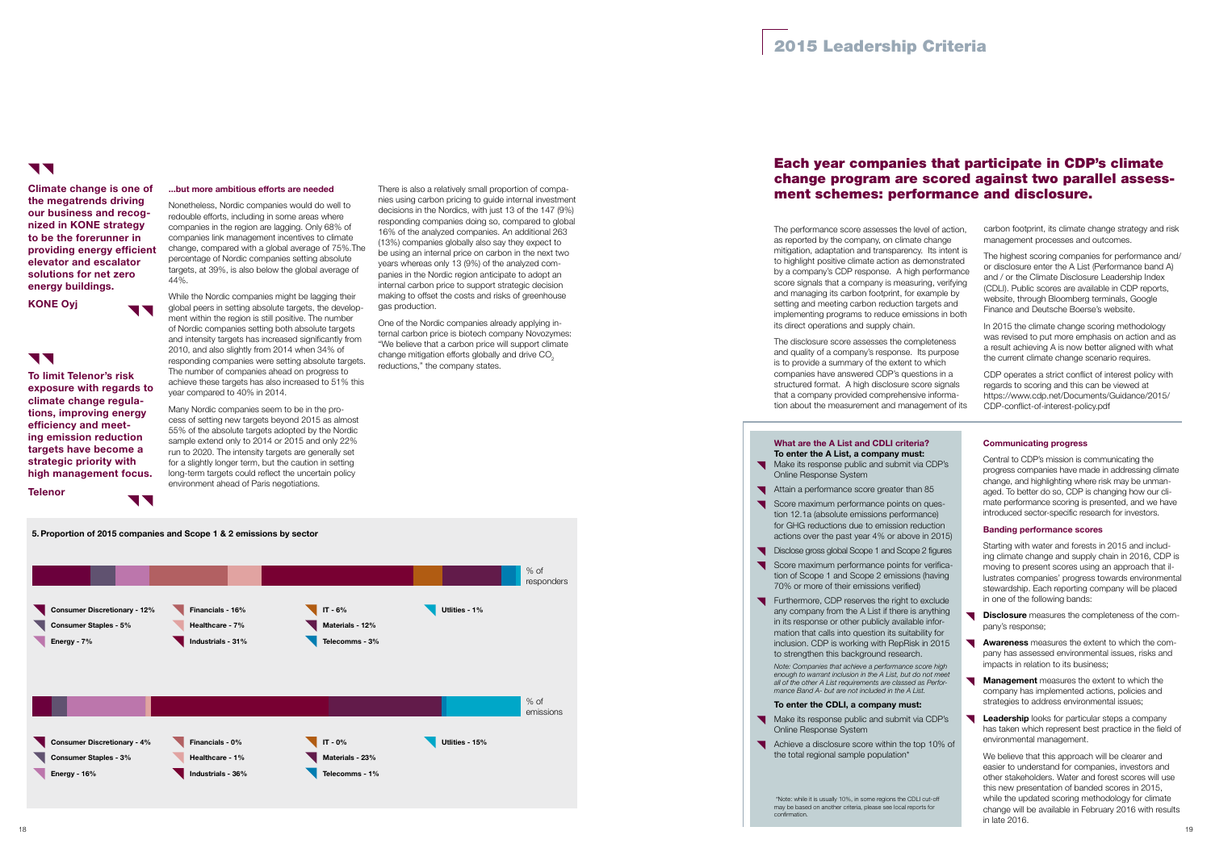**Climate change is one of the megatrends driving our business and recognized in KONE strategy to be the forerunner in providing energy efficient elevator and escalator solutions for net zero energy buildings.**

**KONE Oyj**

**To limit Telenor's risk exposure with regards to climate change regulations, improving energy efficiency and meeting emission reduction targets have become a strategic priority with high management focus.**

**Telenor**

### ...but more ambitious efforts are needed

Nonetheless, Nordic companies would do well to redouble efforts, including in some areas where companies in the region are lagging. Only 68% of companies link management incentives to climate change, compared with a global average of 75%.The percentage of Nordic companies setting absolute targets, at 39%, is also below the global average of 44%.

While the Nordic companies might be lagging their global peers in setting absolute targets, the development within the region is still positive. The number of Nordic companies setting both absolute targets and intensity targets has increased significantly from 2010, and also slightly from 2014 when 34% of responding companies were setting absolute targets. The number of companies ahead on progress to achieve these targets has also increased to 51% this year compared to 40% in 2014.

Many Nordic companies seem to be in the process of setting new targets beyond 2015 as almost 55% of the absolute targets adopted by the Nordic sample extend only to 2014 or 2015 and only 22% run to 2020. The intensity targets are generally set for a slightly longer term, but the caution in setting long-term targets could reflect the uncertain policy environment ahead of Paris negotiations.

There is also a relatively small proportion of companies using carbon pricing to guide internal investment decisions in the Nordics, with just 13 of the 147 (9%) responding companies doing so, compared to global 16% of the analyzed companies. An additional 263 (13%) companies globally also say they expect to be using an internal price on carbon in the next two years whereas only 13 (9%) of the analyzed companies in the Nordic region anticipate to adopt an internal carbon price to support strategic decision making to offset the costs and risks of greenhouse gas production.

One of the Nordic companies already applying internal carbon price is biotech company Novozymes: "We believe that a carbon price will support climate change mitigation efforts globally and drive $CO_2$ reductions," the company states.

**5. Proportion of 2015 companies and Scope 1 & 2 emissions by sector**

| Sector | % of responders | % of emissions |
|---|---|---|
| Consumer Discretionary | 12% | 4% |
| Consumer Staples | 5% | 3% |
| Energy | 7% | 16% |
| Financials | 16% | 0% |
| Healthcare | 7% | 1% |
| Industrials | 31% | 36% |
| IT | 6% | 0% |
| Materials | 12% | 23% |
| Telecomms | 3% | 1% |
| Utilities | 1% | 15% |

# 2015 Leadership Criteria

## Each year companies that participate in CDP's climate change program are scored against two parallel assessment schemes: performance and disclosure.

The performance score assesses the level of action, as reported by the company, on climate change mitigation, adaptation and transparency. Its intent is to highlight positive climate action as demonstrated by a company's CDP response. A high performance score signals that a company is measuring, verifying and managing its carbon footprint, for example by setting and meeting carbon reduction targets and implementing programs to reduce emissions in both its direct operations and supply chain.

The disclosure score assesses the completeness and quality of a company's response. Its purpose is to provide a summary of the extent to which companies have answered CDP's questions in a structured format. A high disclosure score signals that a company provided comprehensive information about the measurement and management of its carbon footprint, its climate change strategy and risk management processes and outcomes.

The highest scoring companies for performance and/or disclosure enter the A List (Performance band A) and / or the Climate Disclosure Leadership Index (CDLI). Public scores are available in CDP reports, website, through Bloomberg terminals, Google Finance and Deutsche Boerse's website.

In 2015 the climate change scoring methodology was revised to put more emphasis on action and as a result achieving A is now better aligned with what the current climate change scenario requires.

CDP operates a strict conflict of interest policy with regards to scoring and this can be viewed at https://www.cdp.net/Documents/Guidance/2015/CDP-conflict-of-interest-policy.pdf

### What are the A List and CDLI criteria?

**To enter the A List, a company must:**

- Make its response public and submit via CDP's Online Response System
- Attain a performance score greater than 85
- Score maximum performance points on question 12.1a (absolute emissions performance) for GHG reductions due to emission reduction actions over the past year 4% or above in 2015)
- Disclose gross global Scope 1 and Scope 2 figures
- Score maximum performance points for verification of Scope 1 and Scope 2 emissions (having 70% or more of their emissions verified)
- Furthermore, CDP reserves the right to exclude any company from the A List if there is anything in its response or other publicly available information that calls into question its suitability for inclusion. CDP is working with RepRisk in 2015 to strengthen this background research.

*Note: Companies that achieve a performance score high enough to warrant inclusion in the A List, but do not meet all of the other A List requirements are classed as Performance Band A- but are not included in the A List.*

**To enter the CDLI, a company must:**

- Make its response public and submit via CDP's Online Response System
- Achieve a disclosure score within the top 10% of the total regional sample population*

*Note: while it is usually 10%, in some regions the CDLI cut-off may be based on another criteria, please see local reports for confirmation.

### Communicating progress

Central to CDP's mission is communicating the progress companies have made in addressing climate change, and highlighting where risk may be unmanaged. To better do so, CDP is changing how our climate performance scoring is presented, and we have introduced sector-specific research for investors.

### Banding performance scores

Starting with water and forests in 2015 and including climate change and supply chain in 2016, CDP is moving to present scores using an approach that illustrates companies' progress towards environmental stewardship. Each reporting company will be placed in one of the following bands:

- **Disclosure** measures the completeness of the company's response;
- **Awareness** measures the extent to which the company has assessed environmental issues, risks and impacts in relation to its business;
- **Management** measures the extent to which the company has implemented actions, policies and strategies to address environmental issues;
- **Leadership** looks for particular steps a company has taken which represent best practice in the field of environmental management.

We believe that this approach will be clearer and easier to understand for companies, investors and other stakeholders. Water and forest scores will use this new presentation of banded scores in 2015, while the updated scoring methodology for climate change will be available in February 2016 with results in late 2016.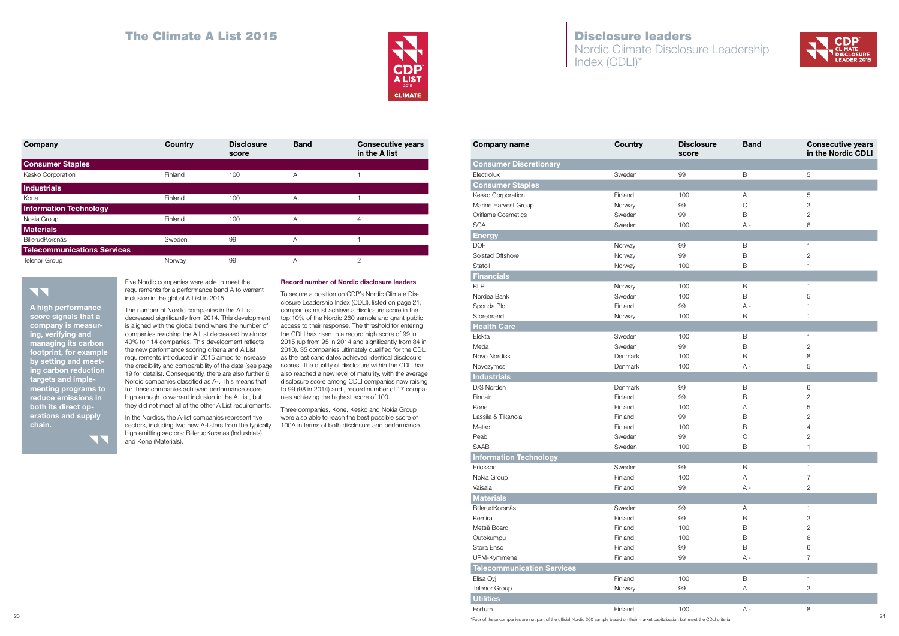# The Climate A List 2015

| Company | Country | Disclosure score | Band | Consecutive years in the A list |
|---|---|---|---|---|
| **Consumer Staples** | | | | |
| Kesko Corporation | Finland | 100 | A | 1 |
| **Industrials** | | | | |
| Kone | Finland | 100 | A | 1 |
| **Information Technology** | | | | |
| Nokia Group | Finland | 100 | A | 4 |
| **Materials** | | | | |
| BillerudKorsnäs | Sweden | 99 | A | 1 |
| **Telecommunications Services** | | | | |
| Telenor Group | Norway | 99 | A | 2 |

**A high performance score signals that a company is measuring, verifying and managing its carbon footprint, for example by setting and meeting carbon reduction targets and implementing programs to reduce emissions in both its direct operations and supply chain.**

Five Nordic companies were able to meet the requirements for a performance band A to warrant inclusion in the global A List in 2015.

The number of Nordic companies in the A List decreased significantly from 2014. This development is aligned with the global trend where the number of companies reaching the A List decreased by almost 40% to 114 companies. This development reflects the new performance scoring criteria and A List requirements introduced in 2015 aimed to increase the credibility and comparability of the data (see page 19 for details). Consequently, there are also further 6 Nordic companies classified as A-. This means that for these companies achieved performance score high enough to warrant inclusion in the A List, but they did not meet all of the other A List requirements.

In the Nordics, the A-list companies represent five sectors, including two new A-listers from the typically high emitting sectors: BillerudKorsnäs (Industrials) and Kone (Materials).

**Record number of Nordic disclosure leaders**

To secure a position on CDP's Nordic Climate Disclosure Leadership Index (CDLI), listed on page 21, companies must achieve a disclosure score in the top 10% of the Nordic 260 sample and grant public access to their response. The threshold for entering the CDLI has risen to a record high score of 99 in 2015 (up from 95 in 2014 and significantly from 84 in 2010). 35 companies ultimately qualified for the CDLI as the last candidates achieved identical disclosure scores. The quality of disclosure within the CDLI has also reached a new level of maturity, with the average disclosure score among CDLI companies now raising to 99 (98 in 2014) and , record number of 17 companies achieving the highest score of 100.

Three companies, Kone, Kesko and Nokia Group were also able to reach the best possible score of 100A in terms of both disclosure and performance.

# Disclosure leaders

## Nordic Climate Disclosure Leadership Index (CDLI)*

| Company name | Country | Disclosure score | Band | Consecutive years in the Nordic CDLI |
|---|---|---|---|---|
| **Consumer Discretionary** | | | | |
| Electrolux | Sweden | 99 | B | 5 |
| **Consumer Staples** | | | | |
| Kesko Corporation | Finland | 100 | A | 5 |
| Marine Harvest Group | Norway | 99 | C | 3 |
| Oriflame Cosmetics | Sweden | 99 | B | 2 |
| SCA | Sweden | 100 | A - | 6 |
| **Energy** | | | | |
| DOF | Norway | 99 | B | 1 |
| Solstad Offshore | Norway | 99 | B | 2 |
| Statoil | Norway | 100 | B | 1 |
| **Financials** | | | | |
| KLP | Norway | 100 | B | 1 |
| Nordea Bank | Sweden | 100 | B | 5 |
| Sponda Plc | Finland | 99 | A - | 1 |
| Storebrand | Norway | 100 | B | 1 |
| **Health Care** | | | | |
| Elekta | Sweden | 100 | B | 1 |
| Meda | Sweden | 99 | B | 2 |
| Novo Nordisk | Denmark | 100 | B | 8 |
| Novozymes | Denmark | 100 | A - | 5 |
| **Industrials** | | | | |
| D/S Norden | Denmark | 99 | B | 6 |
| Finnair | Finland | 99 | B | 2 |
| Kone | Finland | 100 | A | 5 |
| Lassila & Tikanoja | Finland | 99 | B | 2 |
| Metso | Finland | 100 | B | 4 |
| Peab | Sweden | 99 | C | 2 |
| SAAB | Sweden | 100 | B | 1 |
| **Information Technology** | | | | |
| Ericsson | Sweden | 99 | B | 1 |
| Nokia Group | Finland | 100 | A | 7 |
| Vaisala | Finland | 99 | A - | 2 |
| **Materials** | | | | |
| BillerudKorsnäs | Sweden | 99 | A | 1 |
| Kemira | Finland | 99 | B | 3 |
| Metsä Board | Finland | 100 | B | 2 |
| Outokumpu | Finland | 100 | B | 6 |
| Stora Enso | Finland | 99 | B | 6 |
| UPM-Kymmene | Finland | 99 | A - | 7 |
| **Telecommunication Services** | | | | |
| Elisa Oyj | Finland | 100 | B | 1 |
| Telenor Group | Norway | 99 | A | 3 |
| **Utilities** | | | | |
| Fortum | Finland | 100 | A - | 8 |

*Four of these companies are not part of the official Nordic 260 sample based on their market capitalization but meet the CDLI criteria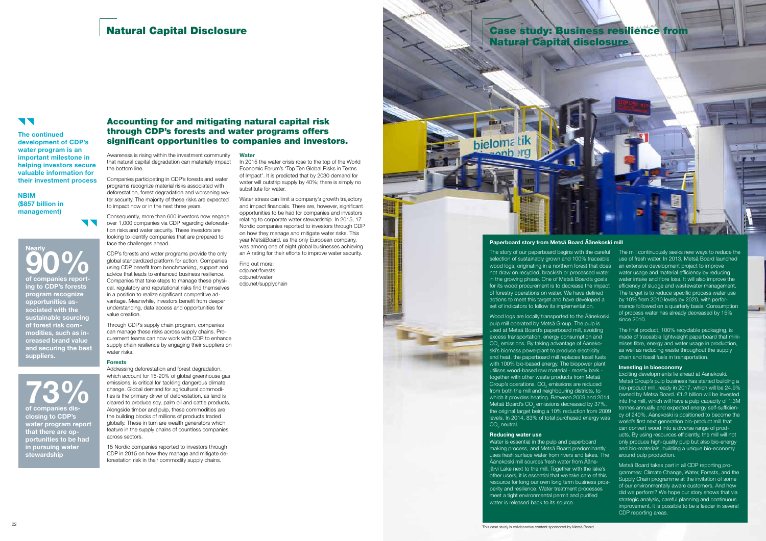# Natural Capital Disclosure

**The continued development of CDP's water program is an important milestone in helping investors secure valuable information for their investment process**

**NBIM ($857 billion in management)**

**Nearly 90%** **of companies reporting to CDP's forests program recognize opportunities associated with the sustainable sourcing of forest risk commodities, such as increased brand value and securing the best suppliers.**

**73%** **of companies disclosing to CDP's water program report that there are opportunities to be had in pursuing water stewardship**

## Accounting for and mitigating natural capital risk through CDP's forests and water programs offers significant opportunities to companies and investors.

Awareness is rising within the investment community that natural capital degradation can materially impact the bottom line.

Companies participating in CDP's forests and water programs recognize material risks associated with deforestation, forest degradation and worsening water security. The majority of these risks are expected to impact now or in the next three years.

Consequently, more than 600 investors now engage over 1,000 companies via CDP regarding deforestation risks and water security. These investors are looking to identify companies that are prepared to face the challenges ahead.

CDP's forests and water programs provide the only global standardized platform for action. Companies using CDP benefit from benchmarking, support and advice that leads to enhanced business resilience. Companies that take steps to manage these physical, regulatory and reputational risks find themselves in a position to realize significant competitive advantage. Meanwhile, investors benefit from deeper understanding, data access and opportunities for value creation.

Through CDP's supply chain program, companies can manage these risks across supply chains. Procurement teams can now work with CDP to enhance supply chain resilience by engaging their suppliers on water risks.

### Forests

Addressing deforestation and forest degradation, which account for 15-20% of global greenhouse gas emissions, is critical for tackling dangerous climate change. Global demand for agricultural commodities is the primary driver of deforestation, as land is cleared to produce soy, palm oil and cattle products. Alongside timber and pulp, these commodities are the building blocks of millions of products traded globally. These in turn are wealth generators which feature in the supply chains of countless companies across sectors.

15 Nordic companies reported to investors through CDP in 2015 on how they manage and mitigate deforestation risk in their commodity supply chains.

### Water

In 2015 the water crisis rose to the top of the World Economic Forum's 'Top Ten Global Risks in Terms of Impact'. It is predicted that by 2030 demand for water will outstrip supply by 40%; there is simply no substitute for water.

Water stress can limit a company's growth trajectory and impact financials. There are, however, significant opportunities to be had for companies and investors relating to corporate water stewardship. In 2015, 17 Nordic companies reported to investors through CDP on how they manage and mitigate water risks. This year MetsäBoard, as the only European company, was among one of eight global businesses achieving an A rating for their efforts to improve water security.

Find out more:
cdp.net/forests
cdp.net/water
cdp.net/supplychain

# Case study: Business resilience from Natural Capital disclosure

### Paperboard story from Metsä Board Äänekoski mill

The story of our paperboard begins with the careful selection of sustainably grown and 100% traceable wood logs, originating in a northern forest that does not draw on recycled, brackish or processed water in the growing phase. One of Metsä Board's goals for its wood procurement is to decrease the impact of forestry operations on water. We have defined actions to meet this target and have developed a set of indicators to follow its implementation.

Wood logs are locally transported to the Äänekoski pulp mill operated by Metsä Group. The pulp is used at Metsä Board's paperboard mill, avoiding excess transportation, energy consumption and $CO_2$ emissions. By taking advantage of Äänekoski's biomass powerplant to produce electricity and heat, the paperboard mill replaces fossil fuels with 100% bio-based energy. The biopower plant utilises wood-based raw material - mostly bark - together with other waste products from Metsä Group's operations. $CO_2$ emissions are reduced from both the mill and neighbouring districts, to which it provides heating. Between 2009 and 2014, Metsä Board's $CO_2$ emissions decreased by 37%, the original target being a 10% reduction from 2009 levels. In 2014, 83% of total purchased energy was $CO_2$ neutral.

### Reducing water use

Water is essential in the pulp and paperboard making process, and Metsä Board predominantly uses fresh surface water from rivers and lakes. The Äänekoski mill sources fresh water from Äänejärvi Lake next to the mill. Together with the lake's other users, it is essential that we take care of this resource for long our own long term business prosperity and resilience. Water treatment processes meet a tight environmental permit and purified water is released back to its source.

The mill continuously seeks new ways to reduce the use of fresh water. In 2013, Metsä Board launched an extensive development project to improve water usage and material efficiency by reducing water intake and fibre loss. It will also improve the efficiency of sludge and wastewater management. The target is to reduce specific process water use by 10% from 2010 levels by 2020, with performance followed on a quarterly basis. Consumption of process water has already decreased by 15% since 2010.

The final product, 100% recyclable packaging, is made of traceable lightweight paperboard that minimises fibre, energy and water usage in production, as well as reducing waste throughout the supply chain and fossil fuels in transportation.

### Investing in bioeconomy

Exciting developments lie ahead at Äänekoski. Metsä Group's pulp business has started building a bio-product mill, ready in 2017, which will be 24.9% owned by Metsä Board. €1.2 billion will be invested into the mill, which will have a pulp capacity of 1.3M tonnes annually and expected energy self-sufficiency of 240%. Äänekoski is positioned to become the world's first next generation bio-product mill that can convert wood into a diverse range of products. By using resources efficiently, the mill will not only produce high-quality pulp but also bio-energy and bio-materials, building a unique bio-economy around pulp production.

Metsä Board takes part in all CDP reporting programmes: Climate Change, Water, Forests, and the Supply Chain programme at the invitation of some of our environmentally aware customers. And how did we perform? We hope our story shows that via strategic analysis, careful planning and continuous improvement, it is possible to be a leader in several CDP reporting areas.

This case study is collaborative content sponsored by Metsä Board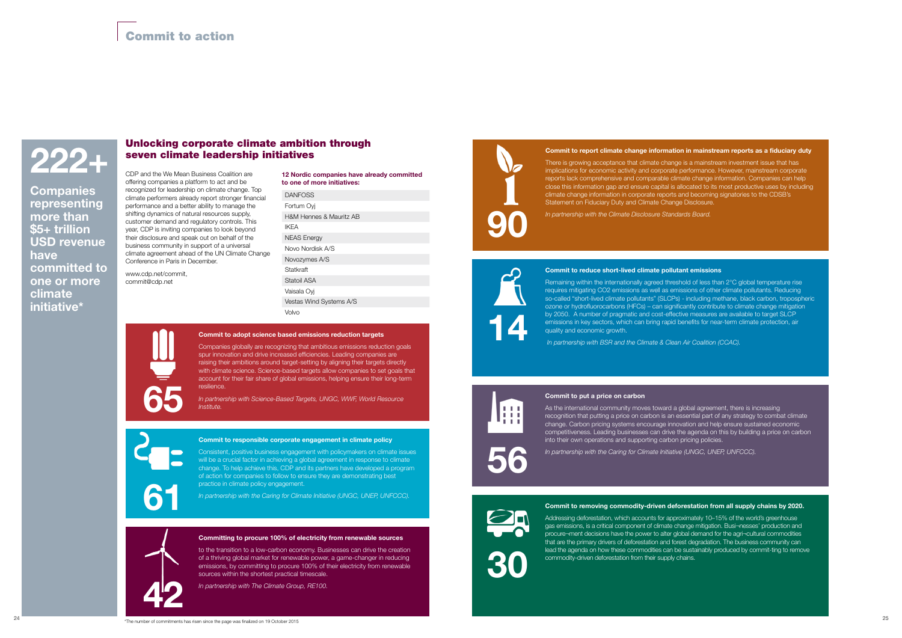# Commit to action

**222+**

**Companies representing more than $5+ trillion USD revenue have committed to one or more climate initiative***

## Unlocking corporate climate ambition through seven climate leadership initiatives

CDP and the We Mean Business Coalition are offering companies a platform to act and be recognized for leadership on climate change. Top climate performers already report stronger financial performance and a better ability to manage the shifting dynamics of natural resources supply, customer demand and regulatory controls. This year, CDP is inviting companies to look beyond their disclosure and speak out on behalf of the business community in support of a universal climate agreement ahead of the UN Climate Change Conference in Paris in December.

www.cdp.net/commit, commit@cdp.net

**12 Nordic companies have already committed to one of more initiatives:**

- DANFOSS
- Fortum Oyj
- H&M Hennes & Mauritz AB
- IKEA
- NEAS Energy
- Novo Nordisk A/S
- Novozymes A/S
- Statkraft
- Statoil ASA
- Vaisala Oyj
- Vestas Wind Systems A/S
- Volvo

### 65 — Commit to adopt science based emissions reduction targets

Companies globally are recognizing that ambitious emissions reduction goals spur innovation and drive increased efficiencies. Leading companies are raising their ambitions around target-setting by aligning their targets directly with climate science. Science-based targets allow companies to set goals that account for their fair share of global emissions, helping ensure their long-term resilience.

*In partnership with Science-Based Targets, UNGC, WWF, World Resource Institute.*

### 61 — Commit to responsible corporate engagement in climate policy

Consistent, positive business engagement with policymakers on climate issues will be a crucial factor in achieving a global agreement in response to climate change. To help achieve this, CDP and its partners have developed a program of action for companies to follow to ensure they are demonstrating best practice in climate policy engagement.

*In partnership with the Caring for Climate Initiative (UNGC, UNEP, UNFCCC).*

### 42 — Committing to procure 100% of electricity from renewable sources

to the transition to a low-carbon economy. Businesses can drive the creation of a thriving global market for renewable power, a game-changer in reducing emissions, by committing to procure 100% of their electricity from renewable sources within the shortest practical timescale.

*In partnership with The Climate Group, RE100.*

### 90 — Commit to report climate change information in mainstream reports as a fiduciary duty

There is growing acceptance that climate change is a mainstream investment issue that has implications for economic activity and corporate performance. However, mainstream corporate reports lack comprehensive and comparable climate change information. Companies can help close this information gap and ensure capital is allocated to its most productive uses by including climate change information in corporate reports and becoming signatories to the CDSB's Statement on Fiduciary Duty and Climate Change Disclosure.

*In partnership with the Climate Disclosure Standards Board.*

### 14 — Commit to reduce short-lived climate pollutant emissions

Remaining within the internationally agreed threshold of less than 2°C global temperature rise requires mitigating CO2 emissions as well as emissions of other climate pollutants. Reducing so-called "short-lived climate pollutants" (SLCPs) - including methane, black carbon, tropospheric ozone or hydrofluorocarbons (HFCs) – can significantly contribute to climate change mitigation by 2050. A number of pragmatic and cost-effective measures are available to target SLCP emissions in key sectors, which can bring rapid benefits for near-term climate protection, air quality and economic growth.

*In partnership with BSR and the Climate & Clean Air Coalition (CCAC).*

### 56 — Commit to put a price on carbon

As the international community moves toward a global agreement, there is increasing recognition that putting a price on carbon is an essential part of any strategy to combat climate change. Carbon pricing systems encourage innovation and help ensure sustained economic competitiveness. Leading businesses can drive the agenda on this by building a price on carbon into their own operations and supporting carbon pricing policies.

*In partnership with the Caring for Climate Initiative (UNGC, UNEP, UNFCCC).*

### 30 — Commit to removing commodity-driven deforestation from all supply chains by 2020.

Addressing deforestation, which accounts for approximately 10–15% of the world's greenhouse gas emissions, is a critical component of climate change mitigation. Busi¬nesses' production and procure¬ment decisions have the power to alter global demand for the agri¬cultural commodities that are the primary drivers of deforestation and forest degradation. The business community can lead the agenda on how these commodities can be sustainably produced by commit-ting to remove commodity-driven deforestation from their supply chains.

*The number of commitments has risen since the page was finalized on 19 October 2015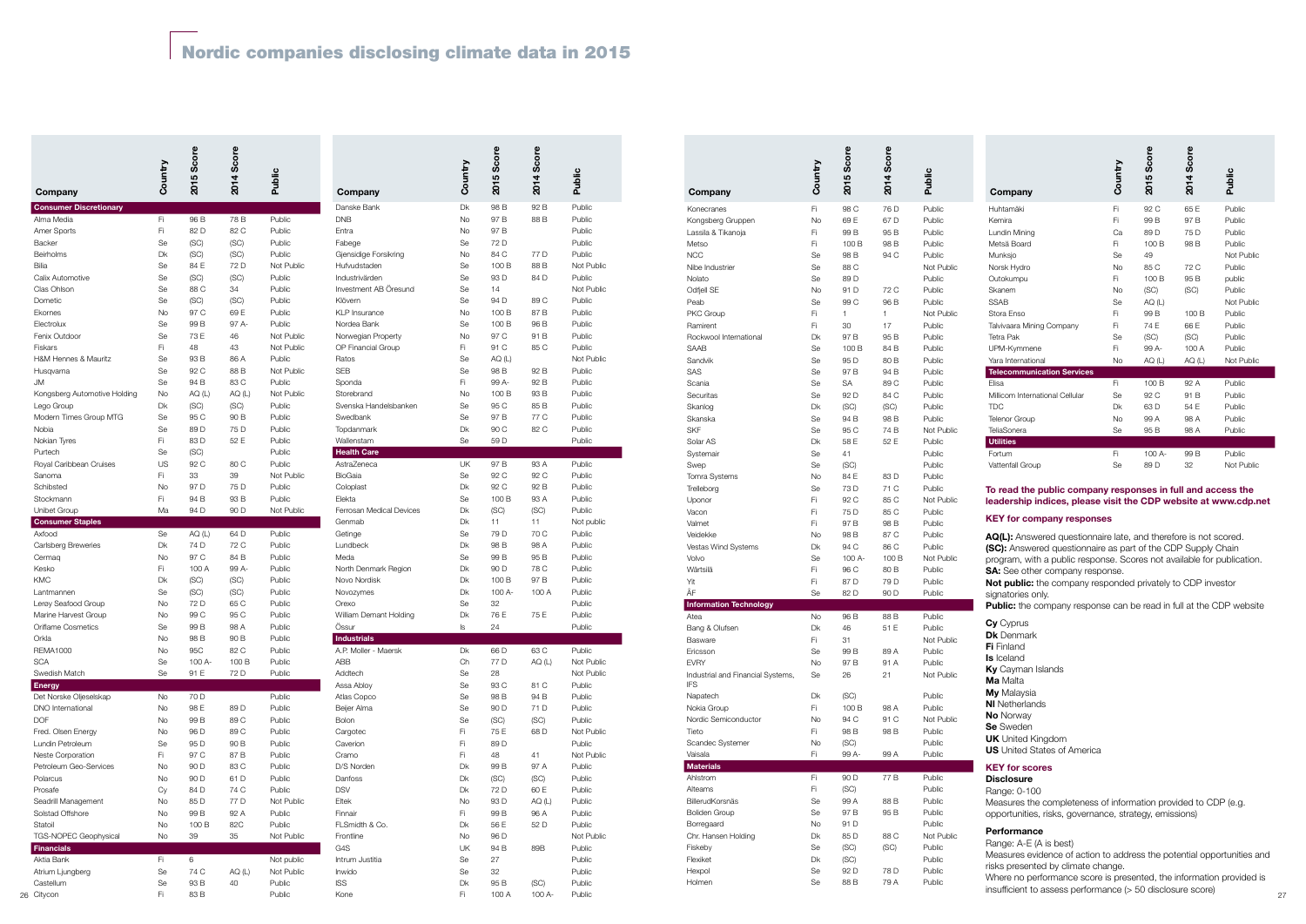# Nordic companies disclosing climate data in 2015

| Company | Country | 2015 Score | 2014 Score | Public |
|---|---|---|---|---|
| **Consumer Discretionary** | | | | |
| Alma Media | Fi | 96 B | 78 B | Public |
| Amer Sports | Fi | 82 D | 82 C | Public |
| Backer | Se | (SC) | (SC) | Public |
| Beirholms | Dk | (SC) | (SC) | Public |
| Bilia | Se | 84 E | 72 D | Not Public |
| Calix Automotive | Se | (SC) | (SC) | Public |
| Clas Ohlson | Se | 88 C | 34 | Public |
| Dometic | Se | (SC) | (SC) | Public |
| Ekornes | No | 97 C | 69 E | Public |
| Electrolux | Se | 99 B | 97 A- | Public |
| Fenix Outdoor | Se | 73 E | 46 | Not Public |
| Fiskars | Fi | 48 | 43 | Not Public |
| H&M Hennes & Mauritz | Se | 93 B | 86 A | Public |
| Husqvarna | Se | 92 C | 88 B | Not Public |
| JM | Se | 94 B | 83 C | Public |
| Kongsberg Automotive Holding | No | AQ (L) | AQ (L) | Not Public |
| Lego Group | Dk | (SC) | (SC) | Public |
| Modern Times Group MTG | Se | 95 C | 90 B | Public |
| Nobia | Se | 89 D | 75 D | Public |
| Nokian Tyres | Fi | 83 D | 52 E | Public |
| Purtech | Se | (SC) | | Public |
| Royal Caribbean Cruises | US | 92 C | 80 C | Public |
| Sanoma | Fi | 33 | 39 | Not Public |
| Schibsted | No | 97 D | 75 D | Public |
| Stockmann | Fi | 94 B | 93 B | Public |
| Unibet Group | Ma | 94 D | 90 D | Not Public |
| **Consumer Staples** | | | | |
| Axfood | Se | AQ (L) | 64 D | Public |
| Carlsberg Breweries | Dk | 74 D | 72 C | Public |
| Cermaq | No | 97 C | 84 B | Public |
| Kesko | Fi | 100 A | 99 A- | Public |
| KMC | Dk | (SC) | (SC) | Public |
| Lantmannen | Se | (SC) | (SC) | Public |
| Lerøy Seafood Group | No | 72 D | 65 C | Public |
| Marine Harvest Group | No | 99 C | 95 C | Public |
| Oriflame Cosmetics | Se | 99 B | 98 A | Public |
| Orkla | No | 98 B | 90 B | Public |
| REMA1000 | No | 95C | 82 C | Public |
| SCA | Se | 100 A- | 100 B | Public |
| Swedish Match | Se | 91 E | 72 D | Public |
| **Energy** | | | | |
| Det Norske Oljeselskap | No | 70 D | | Public |
| DNO International | No | 98 E | 89 D | Public |
| DOF | No | 99 B | 89 C | Public |
| Fred. Olsen Energy | No | 96 D | 89 C | Public |
| Lundin Petroleum | Se | 95 D | 90 B | Public |
| Neste Corporation | Fi | 97 C | 87 B | Public |
| Petroleum Geo-Services | No | 90 D | 83 C | Public |
| Polarcus | No | 90 D | 61 D | Public |
| Prosafe | Cy | 84 D | 74 C | Public |
| Seadrill Management | No | 85 D | 77 D | Not Public |
| Solstad Offshore | No | 99 B | 92 A | Public |
| Statoil | No | 100 B | 82C | Public |
| TGS-NOPEC Geophysical | No | 39 | 35 | Not Public |
| **Financials** | | | | |
| Aktia Bank | Fi | 6 | | Not public |
| Atrium Ljungberg | Se | 74 C | AQ (L) | Not Public |
| Castellum | Se | 93 B | 40 | Public |
| Citycon | Fi | 83 B | | Public |
| Danske Bank | Dk | 98 B | 92 B | Public |
| DNB | No | 97 B | 88 B | Public |
| Entra | No | 97 B | | Public |
| Fabege | Se | 72 D | | Public |
| Gjensidige Forsikring | No | 84 C | 77 D | Public |
| Hufvudstaden | Se | 100 B | 88 B | Not Public |
| Industrivärden | Se | 93 D | 84 D | Public |
| Investment AB Öresund | Se | 14 | | Not Public |
| Klövern | Se | 94 D | 89 C | Public |
| KLP Insurance | No | 100 B | 87 B | Public |
| Nordea Bank | Se | 100 B | 96 B | Public |
| Norwegian Property | No | 97 C | 91 B | Public |
| OP Financial Group | Fi | 91 C | 85 C | Public |
| Ratos | Se | AQ (L) | | Not Public |
| SEB | Se | 98 B | 92 B | Public |
| Sponda | Fi | 99 A- | 92 B | Public |
| Storebrand | No | 100 B | 93 B | Public |
| Svenska Handelsbanken | Se | 95 C | 85 B | Public |
| Swedbank | Se | 97 B | 77 C | Public |
| Topdanmark | Dk | 90 C | 82 C | Public |
| Wallenstam | Se | 59 D | | Public |
| **Health Care** | | | | |
| AstraZeneca | UK | 97 B | 93 A | Public |
| BioGaia | Se | 92 C | 92 C | Public |
| Coloplast | Dk | 92 C | 92 B | Public |
| Elekta | Se | 100 B | 93 A | Public |
| Ferrosan Medical Devices | Dk | (SC) | (SC) | Public |
| Genmab | Dk | 11 | 11 | Not public |
| Getinge | Se | 79 D | 70 C | Public |
| Lundbeck | Dk | 98 B | 98 A | Public |
| Meda | Se | 99 B | 95 B | Public |
| North Denmark Region | Dk | 90 D | 78 C | Public |
| Novo Nordisk | Dk | 100 B | 97 B | Public |
| Novozymes | Dk | 100 A- | 100 A | Public |
| Orexo | Se | 32 | | Public |
| William Demant Holding | Dk | 76 E | 75 E | Public |
| Össur | Is | 24 | | Public |
| **Industrials** | | | | |
| A.P. Moller - Maersk | Dk | 66 D | 63 C | Public |
| ABB | Ch | 77 D | AQ (L) | Not Public |
| Addtech | Se | 28 | | Not Public |
| Assa Abloy | Se | 93 C | 81 C | Public |
| Atlas Copco | Se | 98 B | 94 B | Public |
| Beijer Alma | Se | 90 D | 71 D | Public |
| Bolon | Se | (SC) | (SC) | Public |
| Cargotec | Fi | 75 E | 68 D | Not Public |
| Caverion | Fi | 89 D | | Public |
| Cramo | Fi | 48 | 41 | Not Public |
| D/S Norden | Dk | 99 B | 97 A | Public |
| Danfoss | Dk | (SC) | (SC) | Public |
| DSV | Dk | 72 D | 60 E | Public |
| Eltek | No | 93 D | AQ (L) | Public |
| Finnair | Fi | 99 B | 96 A | Public |
| FLSmidth & Co. | Dk | 56 E | 52 D | Public |
| Frontline | No | 96 D | | Not Public |
| G4S | UK | 94 B | 89B | Public |
| Intrum Justitia | Se | 27 | | Public |
| Inwido | Se | 32 | | Public |
| ISS | Dk | 95 B | (SC) | Public |
| Kone | Fi | 100 A | 100 A- | Public |
| Konecranes | Fi | 98 C | 76 D | Public |
| Kongsberg Gruppen | No | 69 E | 67 D | Public |
| Lassila & Tikanoja | Fi | 99 B | 95 B | Public |
| Metso | Fi | 100 B | 98 B | Public |
| NCC | Se | 98 B | 94 C | Public |
| Nibe Industrier | Se | 88 C | | Not Public |
| Nolato | Se | 89 D | | Public |
| Odfjell SE | No | 91 D | 72 C | Public |
| Peab | Se | 99 C | 96 B | Public |
| PKC Group | Fi | 1 | 1 | Not Public |
| Ramirent | Fi | 30 | 17 | Public |
| Rockwool International | Dk | 97 B | 95 B | Public |
| SAAB | Se | 100 B | 84 B | Public |
| Sandvik | Se | 95 D | 80 B | Public |
| SAS | Se | 97 B | 94 B | Public |
| Scania | Se | SA | 89 C | Public |
| Securitas | Se | 92 D | 84 C | Public |
| Skanlog | Dk | (SC) | (SC) | Public |
| Skanska | Se | 94 B | 98 B | Public |
| SKF | Se | 95 C | 74 B | Not Public |
| Solar AS | Dk | 58 E | 52 E | Public |
| Systemair | Se | 41 | | Public |
| Swep | Se | (SC) | | Public |
| Tomra Systems | No | 84 E | 83 D | Public |
| Trelleborg | Se | 73 D | 71 C | Public |
| Uponor | Fi | 92 C | 85 C | Not Public |
| Vacon | Fi | 75 D | 85 C | Public |
| Valmet | Fi | 97 B | 98 B | Public |
| Veidekke | No | 98 B | 87 C | Public |
| Vestas Wind Systems | Dk | 94 C | 86 C | Public |
| Volvo | Se | 100 A- | 100 B | Not Public |
| Wärtsilä | Fi | 96 C | 80 B | Public |
| Yit | Fi | 87 D | 79 D | Public |
| ÅF | Se | 82 D | 90 D | Public |
| **Information Technology** | | | | |
| Atea | No | 96 B | 88 B | Public |
| Bang & Olufsen | Dk | 46 | 51 E | Public |
| Basware | Fi | 31 | | Not Public |
| Ericsson | Se | 99 B | 89 A | Public |
| EVRY | No | 97 B | 91 A | Public |
| Industrial and Financial Systems, IFS | Se | 26 | 21 | Not Public |
| Napatech | Dk | (SC) | | Public |
| Nokia Group | Fi | 100 B | 98 A | Public |
| Nordic Semiconductor | No | 94 C | 91 C | Not Public |
| Tieto | Fi | 98 B | 98 B | Public |
| Scandec Systemer | No | (SC) | | Public |
| Vaisala | Fi | 99 A- | 99 A | Public |
| **Materials** | | | | |
| Ahlstrom | Fi | 90 D | 77 B | Public |
| Alteams | Fi | (SC) | | Public |
| BillerudKorsnäs | Se | 99 A | 88 B | Public |
| Boliden Group | Se | 97 B | 95 B | Public |
| Borregaard | No | 91 D | | Public |
| Chr. Hansen Holding | Dk | 85 D | 88 C | Not Public |
| Fiskeby | Se | (SC) | (SC) | Public |
| Flexiket | Dk | (SC) | | Public |
| Hexpol | Se | 92 D | 78 D | Public |
| Holmen | Se | 88 B | 79 A | Public |
| Huhtamäki | Fi | 92 C | 65 E | Public |
| Kemira | Fi | 99 B | 97 B | Public |
| Lundin Mining | Ca | 89 D | 75 D | Public |
| Metsä Board | Fi | 100 B | 98 B | Public |
| Munksjo | Se | 49 | | Not Public |
| Norsk Hydro | No | 85 C | 72 C | Public |
| Outokumpu | Fi | 100 B | 95 B | public |
| Skanem | No | (SC) | (SC) | Public |
| SSAB | Se | AQ (L) | | Not Public |
| Stora Enso | Fi | 99 B | 100 B | Public |
| Talvivaara Mining Company | Fi | 74 E | 66 E | Public |
| Tetra Pak | Se | (SC) | (SC) | Public |
| UPM-Kymmene | Fi | 99 A- | 100 A | Public |
| Yara International | No | AQ (L) | AQ (L) | Not Public |
| **Telecommunication Services** | | | | |
| Elisa | Fi | 100 B | 92 A | Public |
| Millicom International Cellular | Se | 92 C | 91 B | Public |
| TDC | Dk | 63 D | 54 E | Public |
| Telenor Group | No | 99 A | 98 A | Public |
| TeliaSonera | Se | 95 B | 98 A | Public |
| **Utilities** | | | | |
| Fortum | Fi | 100 A- | 99 B | Public |
| Vattenfall Group | Se | 89 D | 32 | Not Public |

**To read the public company responses in full and access the leadership indices, please visit the CDP website at www.cdp.net**

### KEY for company responses

**AQ(L):** Answered questionnaire late, and therefore is not scored.
**(SC):** Answered questionnaire as part of the CDP Supply Chain program, with a public response. Scores not available for publication.
**SA:** See other company response.
**Not public:** the company responded privately to CDP investor signatories only.
**Public:** the company response can be read in full at the CDP website

**Cy** Cyprus
**Dk** Denmark
**Fi** Finland
**Is** Iceland
**Ky** Cayman Islands
**Ma** Malta
**My** Malaysia
**Nl** Netherlands
**No** Norway
**Se** Sweden
**UK** United Kingdom
**US** United States of America

### KEY for scores

**Disclosure**
Range: 0-100
Measures the completeness of information provided to CDP (e.g. opportunities, risks, governance, strategy, emissions)

**Performance**
Range: A-E (A is best)
Measures evidence of action to address the potential opportunities and risks presented by climate change.
Where no performance score is presented, the information provided is insufficient to assess performance (> 50 disclosure score)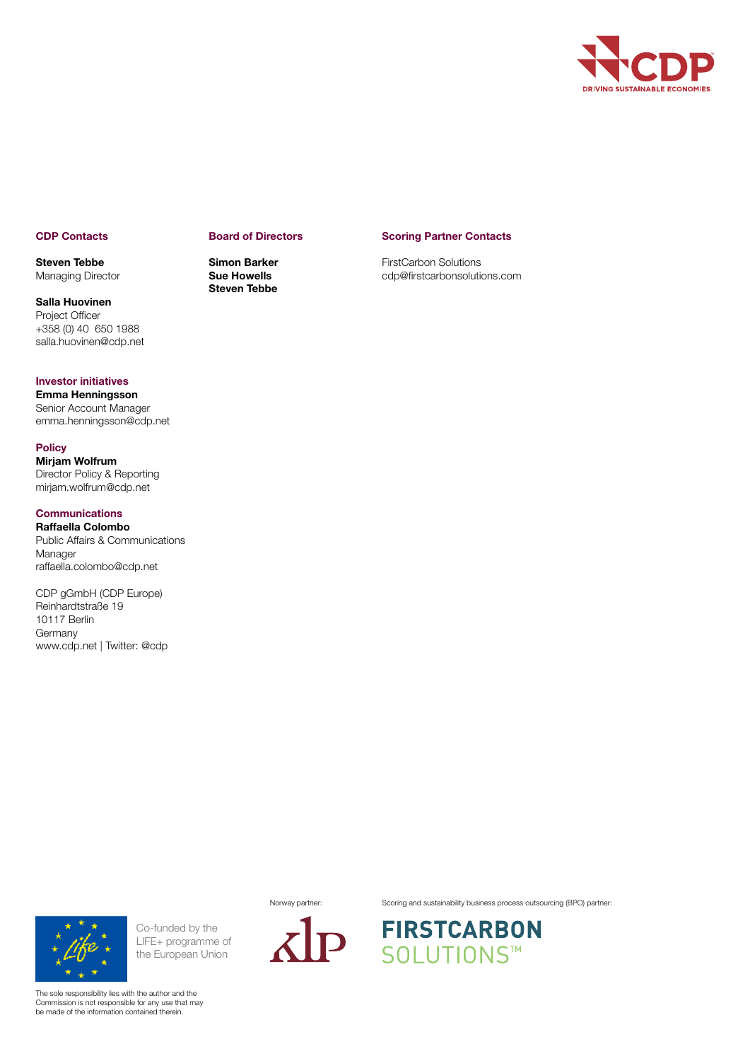## CDP Contacts

**Steven Tebbe**
Managing Director

**Salla Huovinen**
Project Officer
+358 (0) 40 650 1988
salla.huovinen@cdp.net

### Investor initiatives

**Emma Henningsson**
Senior Account Manager
emma.henningsson@cdp.net

### Policy

**Mirjam Wolfrum**
Director Policy & Reporting
mirjam.wolfrum@cdp.net

### Communications

**Raffaella Colombo**
Public Affairs & Communications Manager
raffaella.colombo@cdp.net

CDP gGmbH (CDP Europe)
Reinhardtstraße 19
10117 Berlin
Germany
www.cdp.net | Twitter: @cdp

## Board of Directors

**Simon Barker**
**Sue Howells**
**Steven Tebbe**

## Scoring Partner Contacts

FirstCarbon Solutions
cdp@firstcarbonsolutions.com

Co-funded by the LIFE+ programme of the European Union

The sole responsibility lies with the author and the Commission is not responsible for any use that may be made of the information contained therein.

Norway partner:

Scoring and sustainability business process outsourcing (BPO) partner: